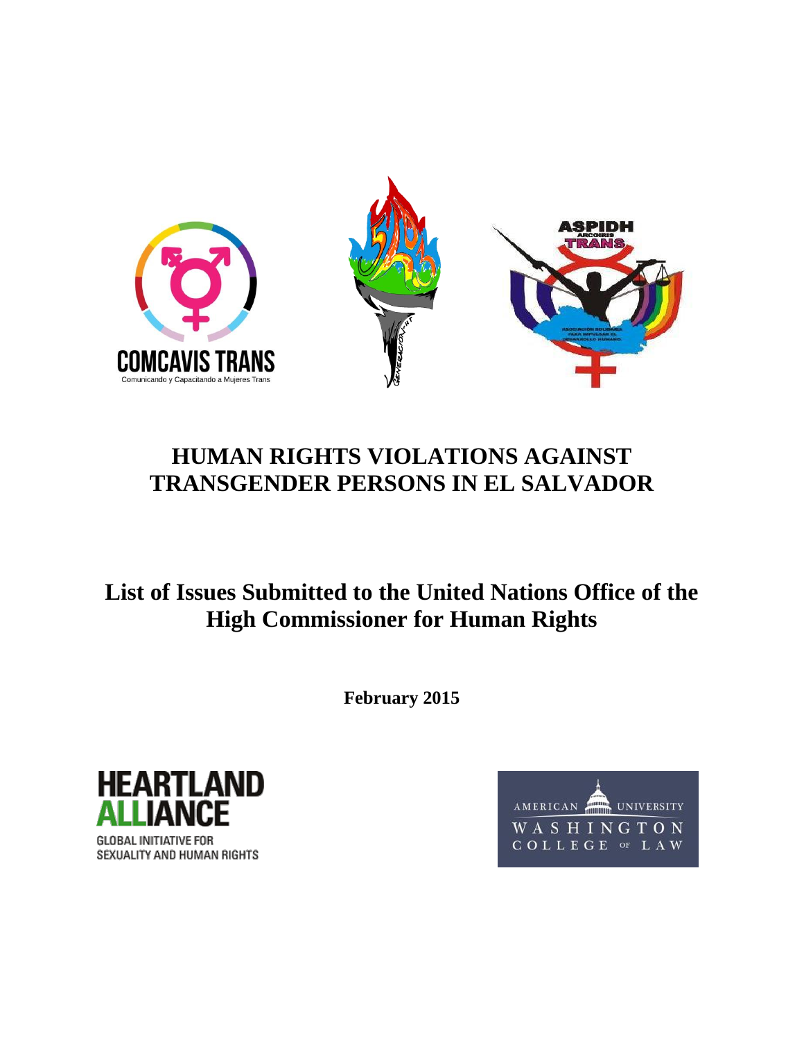COMCAVIS TRANS

Comunicando y Capacitando a Mujeres Trans

ASPIDH ARCOIRIS TRANS

# HUMAN RIGHTS VIOLATIONS AGAINST TRANSGENDER PERSONS IN EL SALVADOR

## List of Issues Submitted to the United Nations Office of the High Commissioner for Human Rights

**February 2015**

HEARTLAND ALLIANCE

GLOBAL INITIATIVE FOR SEXUALITY AND HUMAN RIGHTS

AMERICAN UNIVERSITY WASHINGTON COLLEGE OF LAW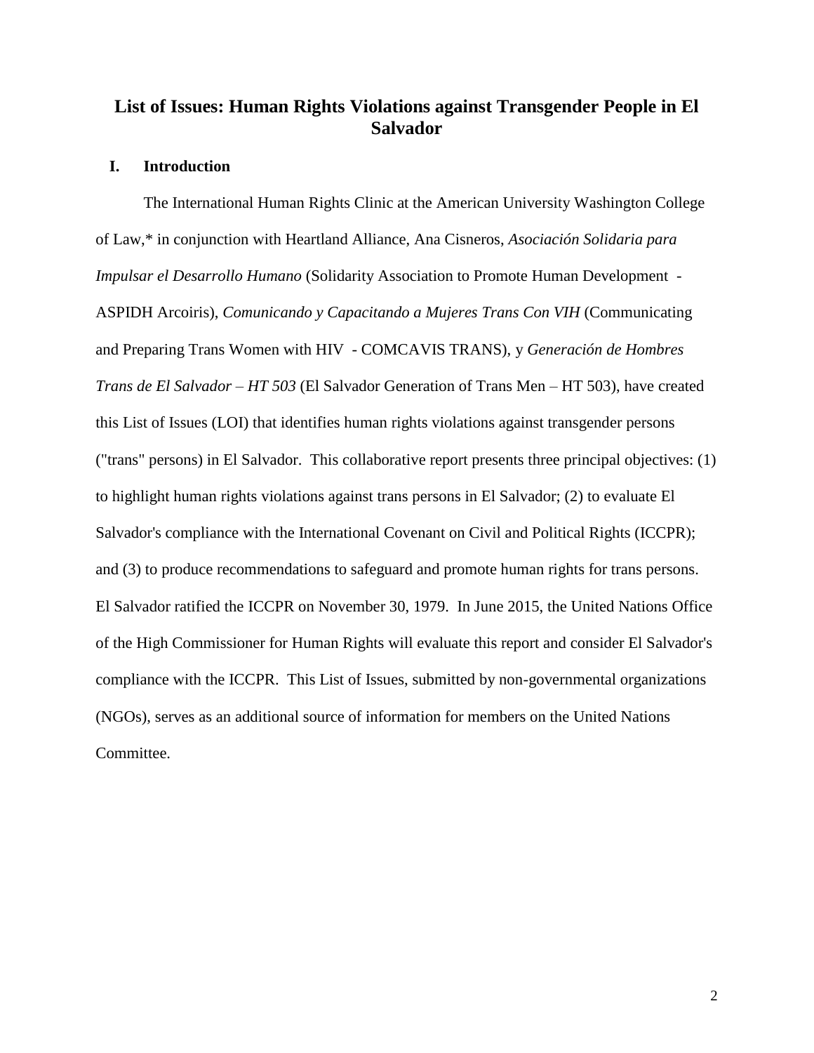# List of Issues: Human Rights Violations against Transgender People in El Salvador

## I. Introduction

The International Human Rights Clinic at the American University Washington College of Law,* in conjunction with Heartland Alliance, Ana Cisneros, *Asociación Solidaria para Impulsar el Desarrollo Humano* (Solidarity Association to Promote Human Development - ASPIDH Arcoiris), *Comunicando y Capacitando a Mujeres Trans Con VIH* (Communicating and Preparing Trans Women with HIV - COMCAVIS TRANS), y *Generación de Hombres Trans de El Salvador – HT 503* (El Salvador Generation of Trans Men – HT 503), have created this List of Issues (LOI) that identifies human rights violations against transgender persons ("trans" persons) in El Salvador. This collaborative report presents three principal objectives: (1) to highlight human rights violations against trans persons in El Salvador; (2) to evaluate El Salvador's compliance with the International Covenant on Civil and Political Rights (ICCPR); and (3) to produce recommendations to safeguard and promote human rights for trans persons. El Salvador ratified the ICCPR on November 30, 1979. In June 2015, the United Nations Office of the High Commissioner for Human Rights will evaluate this report and consider El Salvador's compliance with the ICCPR. This List of Issues, submitted by non-governmental organizations (NGOs), serves as an additional source of information for members on the United Nations Committee.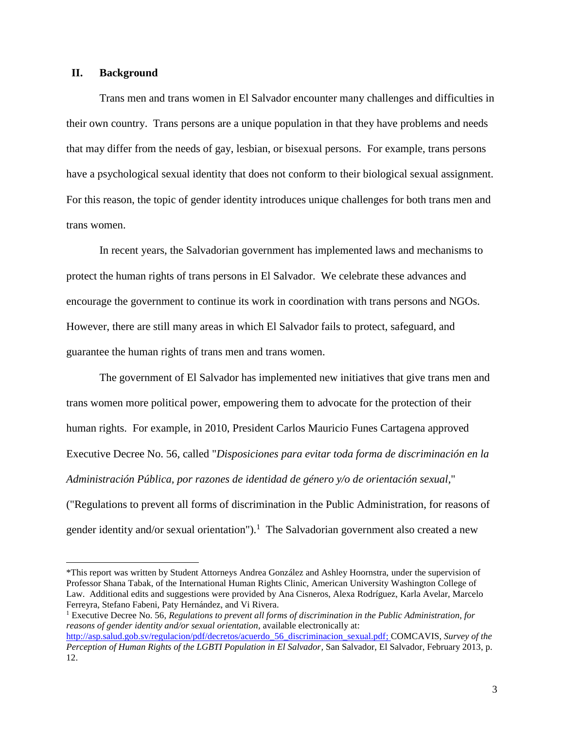## II. Background

Trans men and trans women in El Salvador encounter many challenges and difficulties in their own country. Trans persons are a unique population in that they have problems and needs that may differ from the needs of gay, lesbian, or bisexual persons. For example, trans persons have a psychological sexual identity that does not conform to their biological sexual assignment. For this reason, the topic of gender identity introduces unique challenges for both trans men and trans women.

In recent years, the Salvadorian government has implemented laws and mechanisms to protect the human rights of trans persons in El Salvador. We celebrate these advances and encourage the government to continue its work in coordination with trans persons and NGOs. However, there are still many areas in which El Salvador fails to protect, safeguard, and guarantee the human rights of trans men and trans women.

The government of El Salvador has implemented new initiatives that give trans men and trans women more political power, empowering them to advocate for the protection of their human rights. For example, in 2010, President Carlos Mauricio Funes Cartagena approved Executive Decree No. 56, called "*Disposiciones para evitar toda forma de discriminación en la Administración Pública, por razones de identidad de género y/o de orientación sexual*," ("Regulations to prevent all forms of discrimination in the Public Administration, for reasons of gender identity and/or sexual orientation").[1] The Salvadorian government also created a new

---

*This report was written by Student Attorneys Andrea González and Ashley Hoornstra, under the supervision of Professor Shana Tabak, of the International Human Rights Clinic, American University Washington College of Law. Additional edits and suggestions were provided by Ana Cisneros, Alexa Rodríguez, Karla Avelar, Marcelo Ferreyra, Stefano Fabeni, Paty Hernández, and Vi Rivera.

[1] Executive Decree No. 56, *Regulations to prevent all forms of discrimination in the Public Administration, for reasons of gender identity and/or sexual orientation*, available electronically at: http://asp.salud.gob.sv/regulacion/pdf/decretos/acuerdo_56_discriminacion_sexual.pdf; COMCAVIS, *Survey of the Perception of Human Rights of the LGBTI Population in El Salvador,* San Salvador, El Salvador, February 2013, p. 12.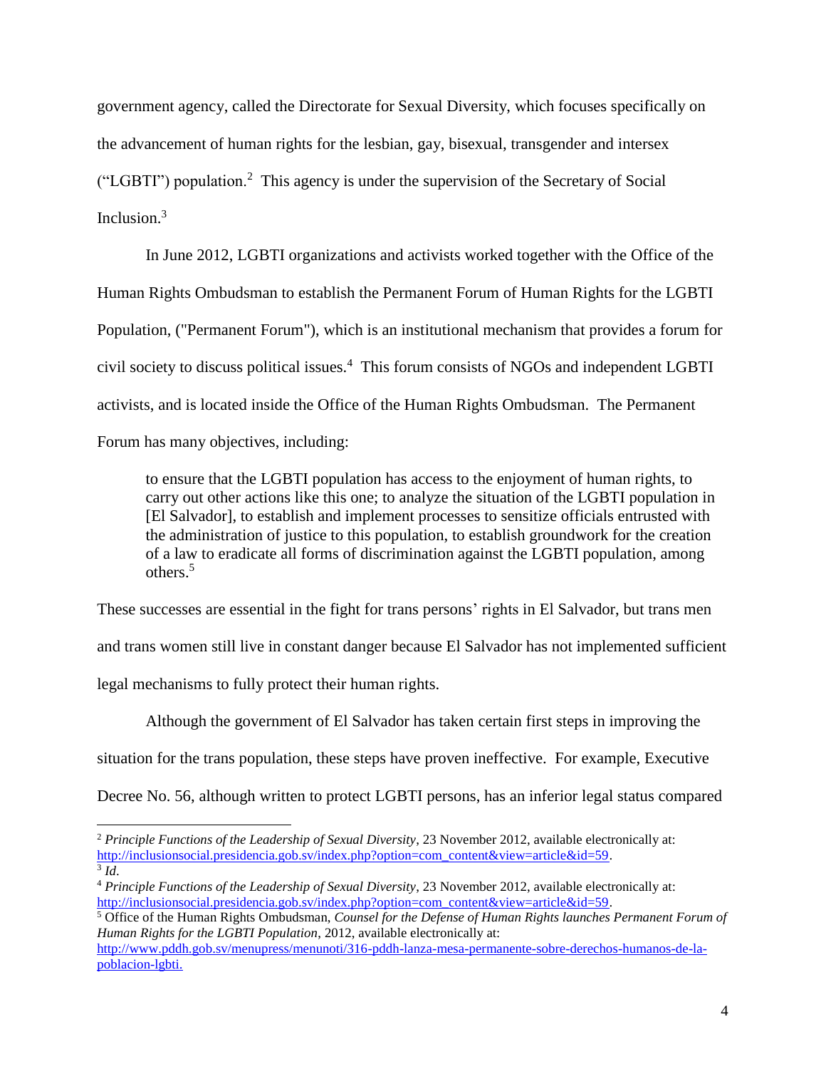government agency, called the Directorate for Sexual Diversity, which focuses specifically on the advancement of human rights for the lesbian, gay, bisexual, transgender and intersex ("LGBTI") population.[2] This agency is under the supervision of the Secretary of Social Inclusion.[3]

In June 2012, LGBTI organizations and activists worked together with the Office of the Human Rights Ombudsman to establish the Permanent Forum of Human Rights for the LGBTI Population, ("Permanent Forum"), which is an institutional mechanism that provides a forum for civil society to discuss political issues.[4] This forum consists of NGOs and independent LGBTI activists, and is located inside the Office of the Human Rights Ombudsman. The Permanent Forum has many objectives, including:

> to ensure that the LGBTI population has access to the enjoyment of human rights, to carry out other actions like this one; to analyze the situation of the LGBTI population in [El Salvador], to establish and implement processes to sensitize officials entrusted with the administration of justice to this population, to establish groundwork for the creation of a law to eradicate all forms of discrimination against the LGBTI population, among others.[5]

These successes are essential in the fight for trans persons' rights in El Salvador, but trans men and trans women still live in constant danger because El Salvador has not implemented sufficient legal mechanisms to fully protect their human rights.

Although the government of El Salvador has taken certain first steps in improving the situation for the trans population, these steps have proven ineffective. For example, Executive Decree No. 56, although written to protect LGBTI persons, has an inferior legal status compared

---

[2] *Principle Functions of the Leadership of Sexual Diversity*, 23 November 2012, available electronically at: http://inclusionsocial.presidencia.gob.sv/index.php?option=com_content&view=article&id=59.

[3] *Id*.

[4] *Principle Functions of the Leadership of Sexual Diversity*, 23 November 2012, available electronically at: http://inclusionsocial.presidencia.gob.sv/index.php?option=com_content&view=article&id=59.

[5] Office of the Human Rights Ombudsman, *Counsel for the Defense of Human Rights launches Permanent Forum of Human Rights for the LGBTI Population*, 2012, available electronically at: http://www.pddh.gob.sv/menupress/menunoti/316-pddh-lanza-mesa-permanente-sobre-derechos-humanos-de-la-poblacion-lgbti.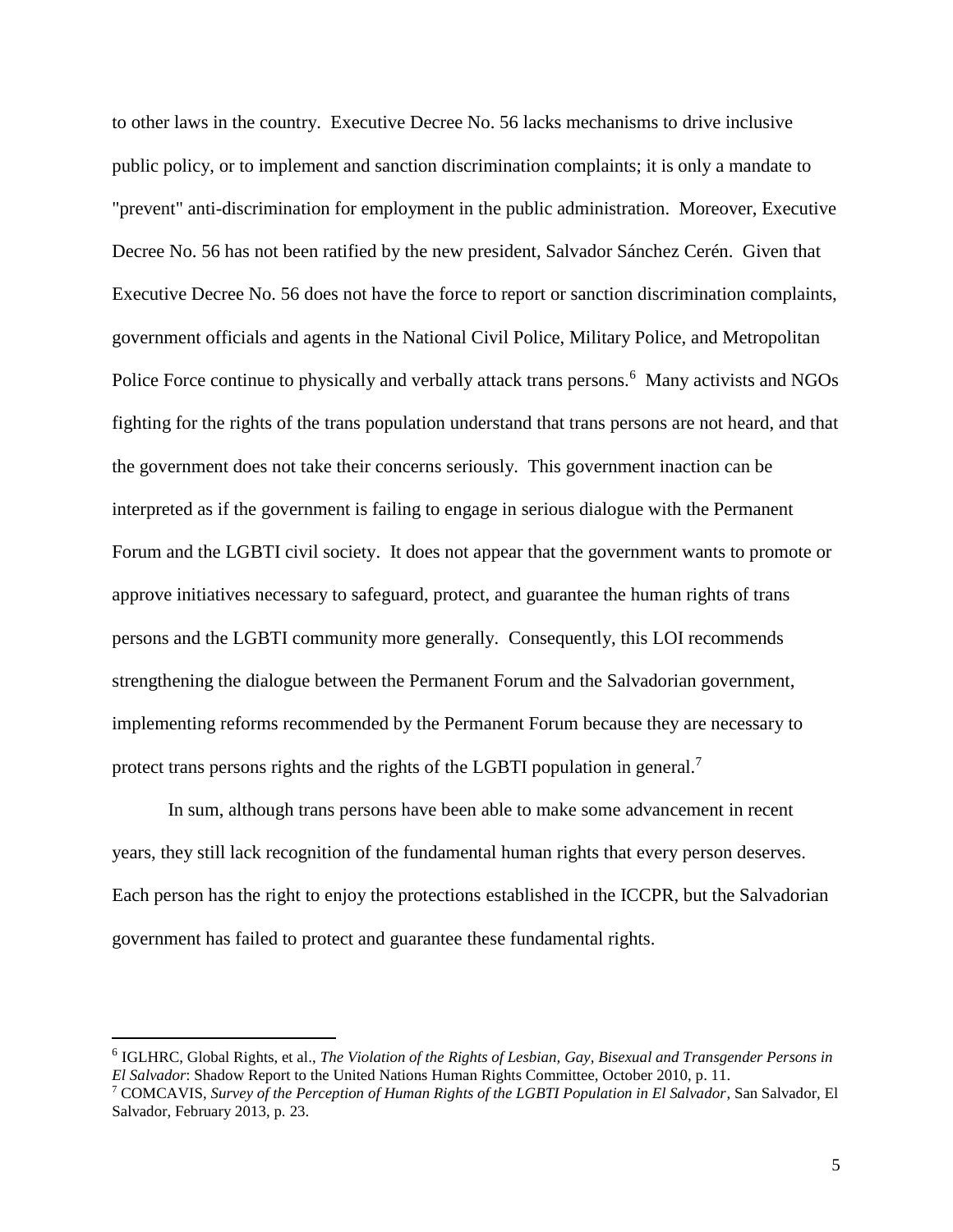to other laws in the country. Executive Decree No. 56 lacks mechanisms to drive inclusive public policy, or to implement and sanction discrimination complaints; it is only a mandate to "prevent" anti-discrimination for employment in the public administration. Moreover, Executive Decree No. 56 has not been ratified by the new president, Salvador Sánchez Cerén. Given that Executive Decree No. 56 does not have the force to report or sanction discrimination complaints, government officials and agents in the National Civil Police, Military Police, and Metropolitan Police Force continue to physically and verbally attack trans persons.[6] Many activists and NGOs fighting for the rights of the trans population understand that trans persons are not heard, and that the government does not take their concerns seriously. This government inaction can be interpreted as if the government is failing to engage in serious dialogue with the Permanent Forum and the LGBTI civil society. It does not appear that the government wants to promote or approve initiatives necessary to safeguard, protect, and guarantee the human rights of trans persons and the LGBTI community more generally. Consequently, this LOI recommends strengthening the dialogue between the Permanent Forum and the Salvadorian government, implementing reforms recommended by the Permanent Forum because they are necessary to protect trans persons rights and the rights of the LGBTI population in general.[7]

In sum, although trans persons have been able to make some advancement in recent years, they still lack recognition of the fundamental human rights that every person deserves. Each person has the right to enjoy the protections established in the ICCPR, but the Salvadorian government has failed to protect and guarantee these fundamental rights.

---

[6] IGLHRC, Global Rights, et al., *The Violation of the Rights of Lesbian, Gay, Bisexual and Transgender Persons in El Salvador*: Shadow Report to the United Nations Human Rights Committee, October 2010, p. 11.

[7] COMCAVIS, *Survey of the Perception of Human Rights of the LGBTI Population in El Salvador*, San Salvador, El Salvador, February 2013, p. 23.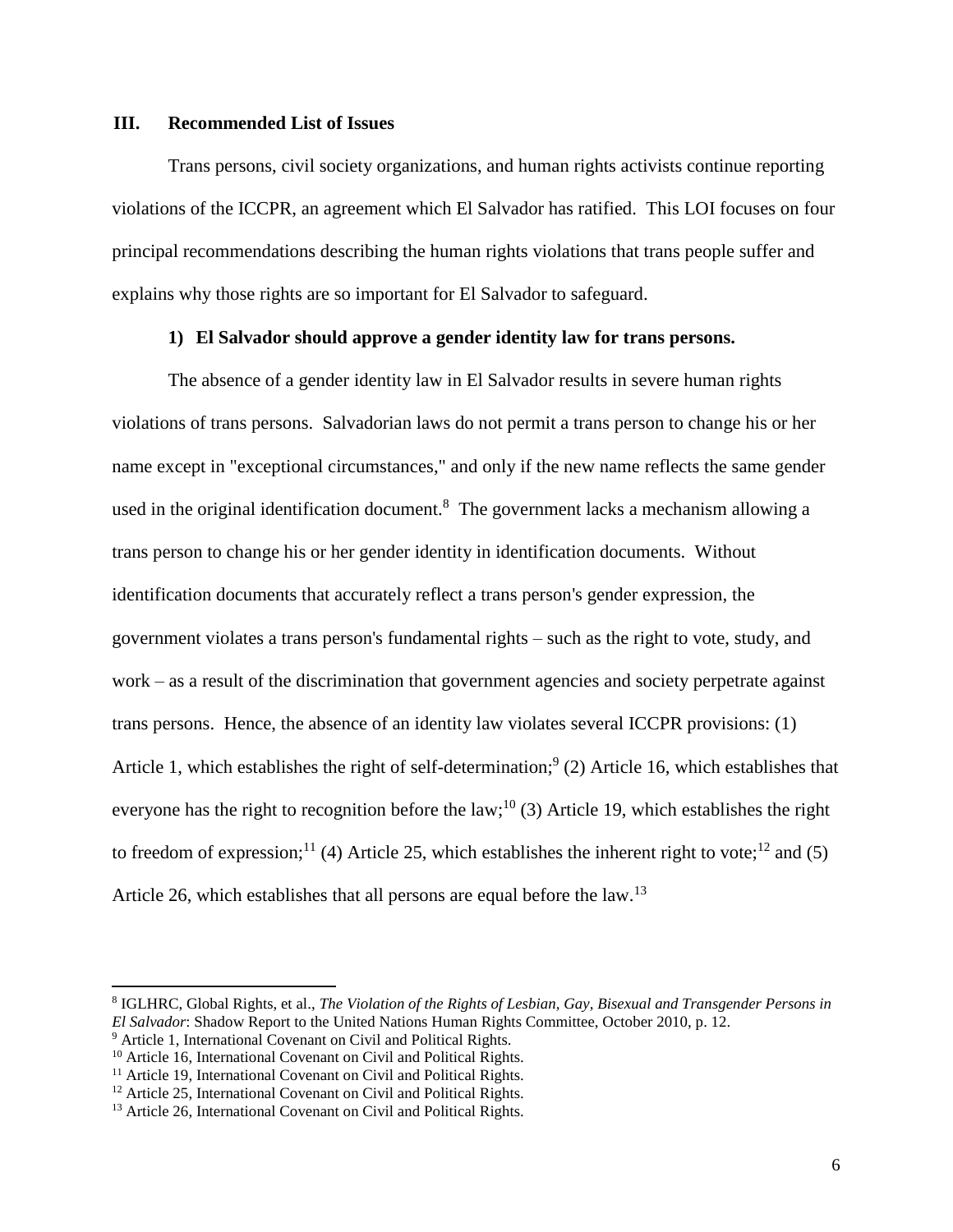## III. Recommended List of Issues

Trans persons, civil society organizations, and human rights activists continue reporting violations of the ICCPR, an agreement which El Salvador has ratified. This LOI focuses on four principal recommendations describing the human rights violations that trans people suffer and explains why those rights are so important for El Salvador to safeguard.

### 1) El Salvador should approve a gender identity law for trans persons.

The absence of a gender identity law in El Salvador results in severe human rights violations of trans persons. Salvadorian laws do not permit a trans person to change his or her name except in "exceptional circumstances," and only if the new name reflects the same gender used in the original identification document.[8] The government lacks a mechanism allowing a trans person to change his or her gender identity in identification documents. Without identification documents that accurately reflect a trans person's gender expression, the government violates a trans person's fundamental rights – such as the right to vote, study, and work – as a result of the discrimination that government agencies and society perpetrate against trans persons. Hence, the absence of an identity law violates several ICCPR provisions: (1) Article 1, which establishes the right of self-determination;[9] (2) Article 16, which establishes that everyone has the right to recognition before the law;[10] (3) Article 19, which establishes the right to freedom of expression;[11] (4) Article 25, which establishes the inherent right to vote;[12] and (5) Article 26, which establishes that all persons are equal before the law.[13]

---

[8] IGLHRC, Global Rights, et al., *The Violation of the Rights of Lesbian, Gay, Bisexual and Transgender Persons in El Salvador*: Shadow Report to the United Nations Human Rights Committee, October 2010, p. 12.

[9] Article 1, International Covenant on Civil and Political Rights.

[10] Article 16, International Covenant on Civil and Political Rights.

[11] Article 19, International Covenant on Civil and Political Rights.

[12] Article 25, International Covenant on Civil and Political Rights.

[13] Article 26, International Covenant on Civil and Political Rights.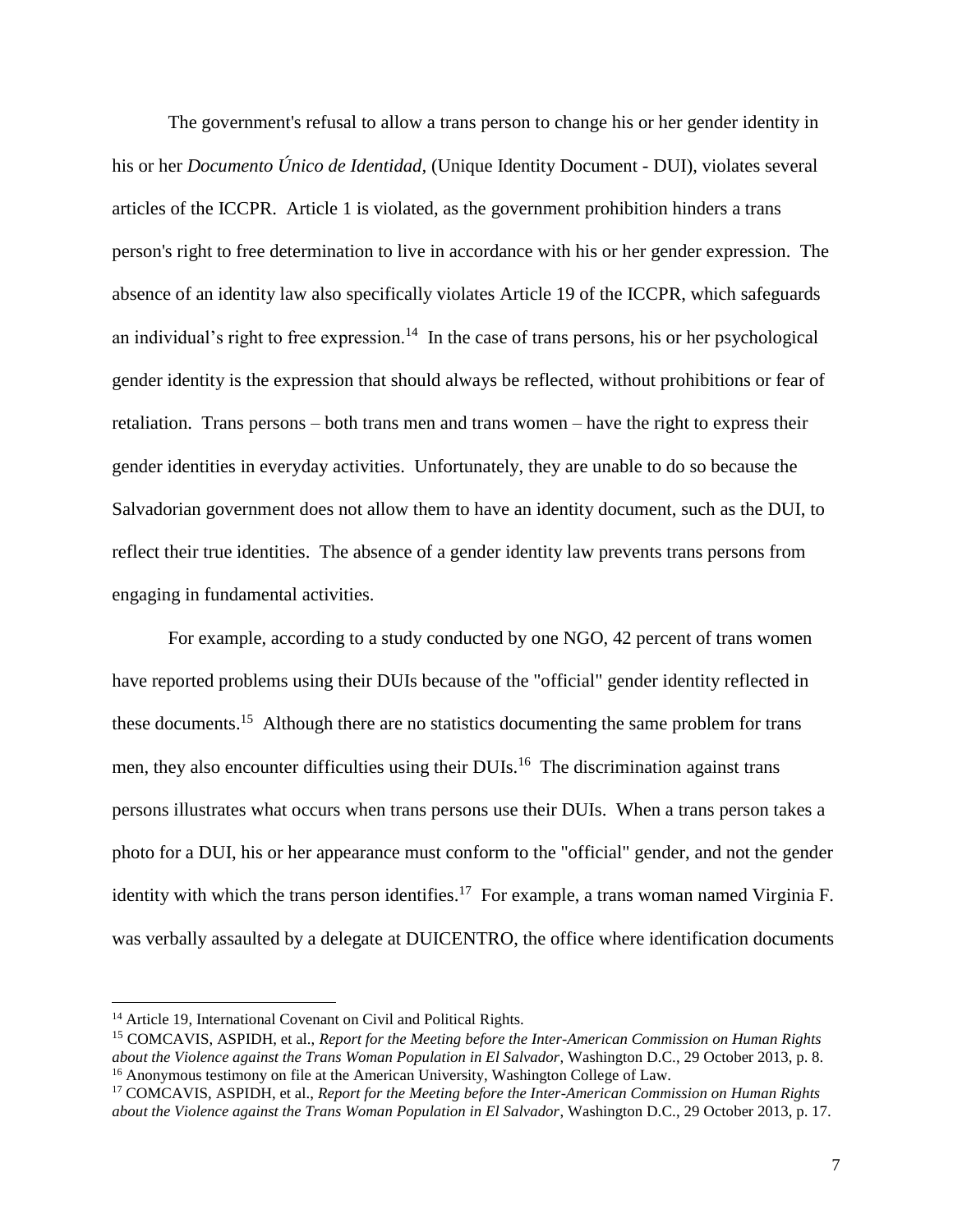The government's refusal to allow a trans person to change his or her gender identity in his or her *Documento Único de Identidad*, (Unique Identity Document - DUI), violates several articles of the ICCPR. Article 1 is violated, as the government prohibition hinders a trans person's right to free determination to live in accordance with his or her gender expression. The absence of an identity law also specifically violates Article 19 of the ICCPR, which safeguards an individual's right to free expression.[14] In the case of trans persons, his or her psychological gender identity is the expression that should always be reflected, without prohibitions or fear of retaliation. Trans persons – both trans men and trans women – have the right to express their gender identities in everyday activities. Unfortunately, they are unable to do so because the Salvadorian government does not allow them to have an identity document, such as the DUI, to reflect their true identities. The absence of a gender identity law prevents trans persons from engaging in fundamental activities.

For example, according to a study conducted by one NGO, 42 percent of trans women have reported problems using their DUIs because of the "official" gender identity reflected in these documents.[15] Although there are no statistics documenting the same problem for trans men, they also encounter difficulties using their DUIs.[16] The discrimination against trans persons illustrates what occurs when trans persons use their DUIs. When a trans person takes a photo for a DUI, his or her appearance must conform to the "official" gender, and not the gender identity with which the trans person identifies.[17] For example, a trans woman named Virginia F. was verbally assaulted by a delegate at DUICENTRO, the office where identification documents

---

[14] Article 19, International Covenant on Civil and Political Rights.

[15] COMCAVIS, ASPIDH, et al., *Report for the Meeting before the Inter-American Commission on Human Rights about the Violence against the Trans Woman Population in El Salvador*, Washington D.C., 29 October 2013, p. 8.

[16] Anonymous testimony on file at the American University, Washington College of Law.

[17] COMCAVIS, ASPIDH, et al., *Report for the Meeting before the Inter-American Commission on Human Rights about the Violence against the Trans Woman Population in El Salvador*, Washington D.C., 29 October 2013, p. 17.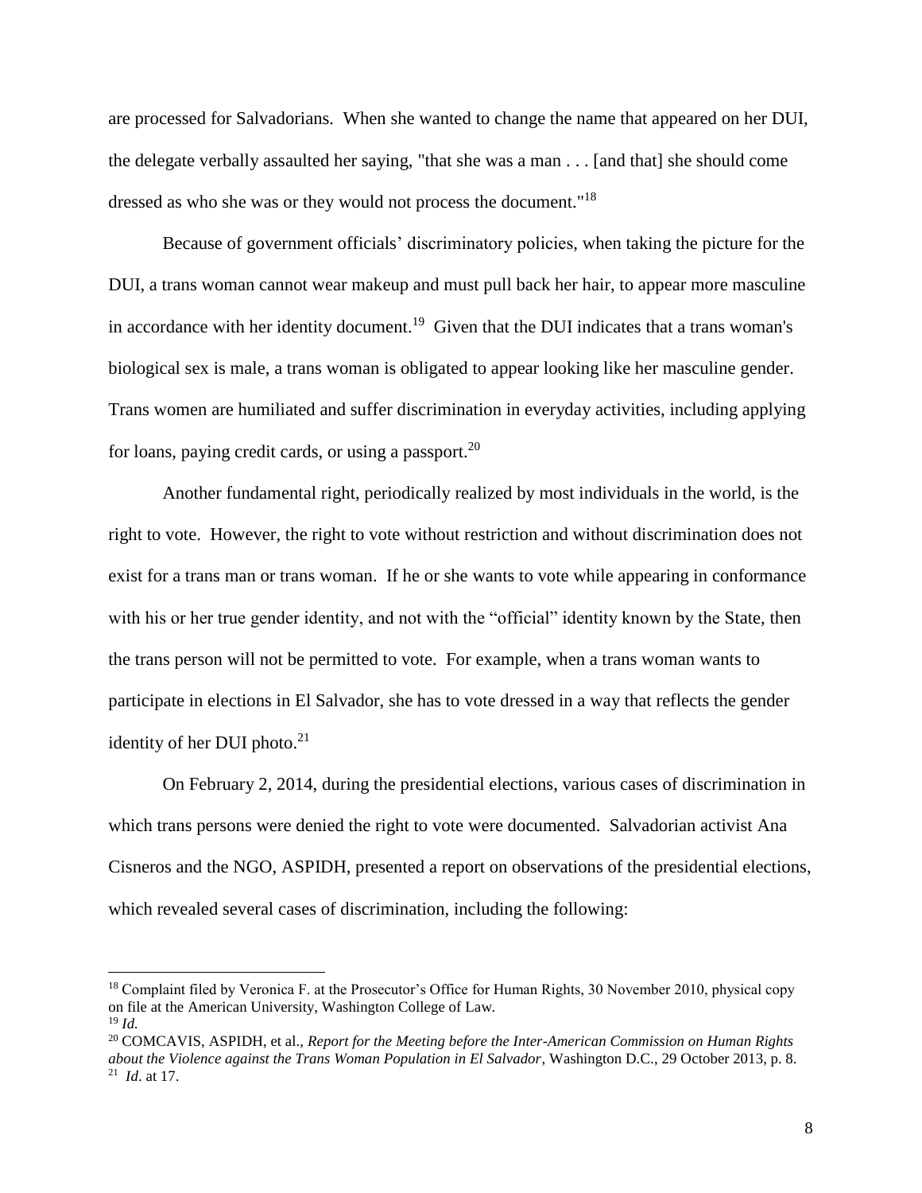are processed for Salvadorians. When she wanted to change the name that appeared on her DUI, the delegate verbally assaulted her saying, "that she was a man . . . [and that] she should come dressed as who she was or they would not process the document."[18]

Because of government officials' discriminatory policies, when taking the picture for the DUI, a trans woman cannot wear makeup and must pull back her hair, to appear more masculine in accordance with her identity document.[19] Given that the DUI indicates that a trans woman's biological sex is male, a trans woman is obligated to appear looking like her masculine gender. Trans women are humiliated and suffer discrimination in everyday activities, including applying for loans, paying credit cards, or using a passport.[20]

Another fundamental right, periodically realized by most individuals in the world, is the right to vote. However, the right to vote without restriction and without discrimination does not exist for a trans man or trans woman. If he or she wants to vote while appearing in conformance with his or her true gender identity, and not with the "official" identity known by the State, then the trans person will not be permitted to vote. For example, when a trans woman wants to participate in elections in El Salvador, she has to vote dressed in a way that reflects the gender identity of her DUI photo.[21]

On February 2, 2014, during the presidential elections, various cases of discrimination in which trans persons were denied the right to vote were documented. Salvadorian activist Ana Cisneros and the NGO, ASPIDH, presented a report on observations of the presidential elections, which revealed several cases of discrimination, including the following:

---

[18] Complaint filed by Veronica F. at the Prosecutor's Office for Human Rights, 30 November 2010, physical copy on file at the American University, Washington College of Law.

[19] *Id.*

[20] COMCAVIS, ASPIDH, et al., *Report for the Meeting before the Inter-American Commission on Human Rights about the Violence against the Trans Woman Population in El Salvador*, Washington D.C., 29 October 2013, p. 8.

[21] *Id*. at 17.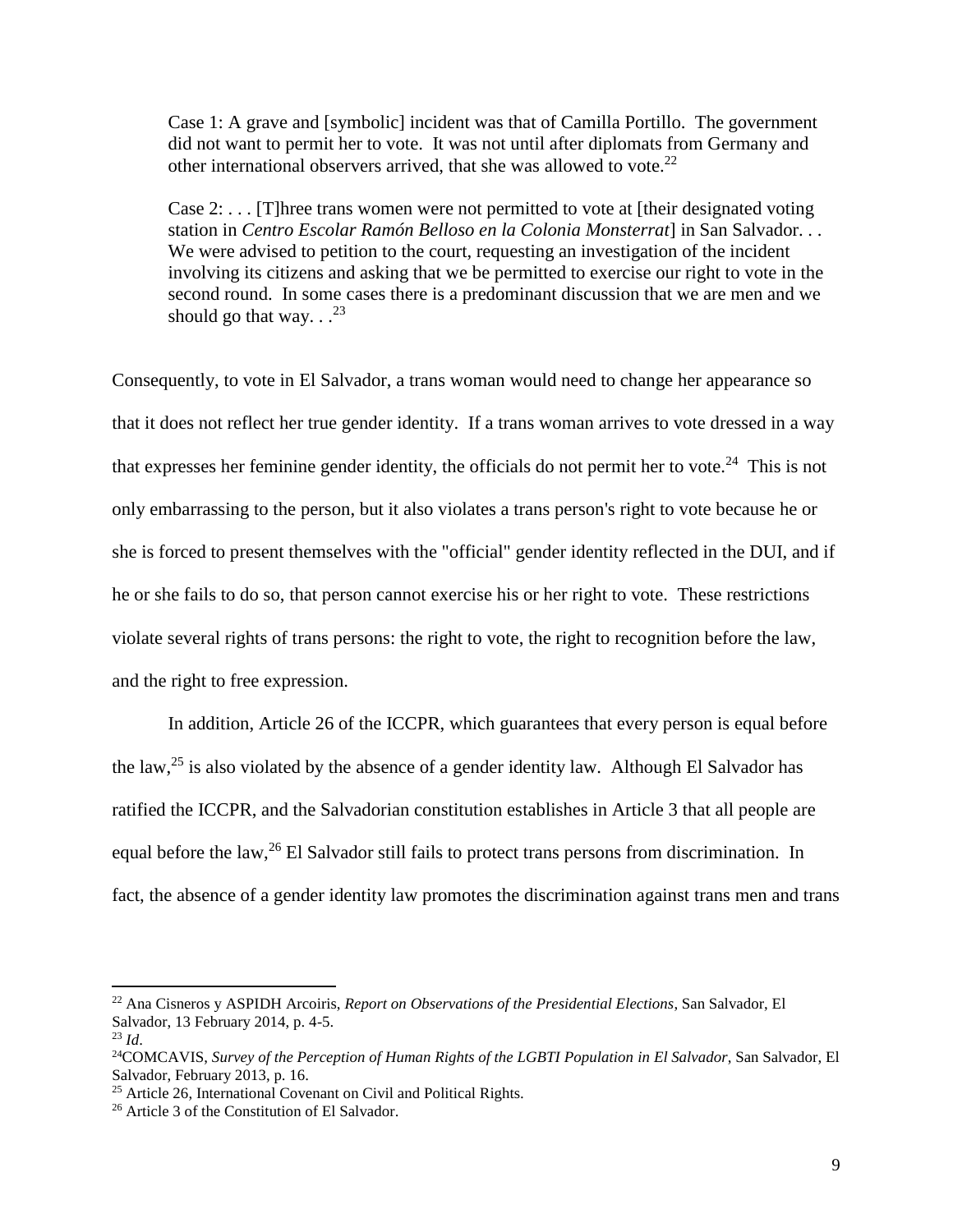> Case 1: A grave and [symbolic] incident was that of Camilla Portillo. The government did not want to permit her to vote. It was not until after diplomats from Germany and other international observers arrived, that she was allowed to vote.[22]
>
> Case 2: . . . [T]hree trans women were not permitted to vote at [their designated voting station in *Centro Escolar Ramón Belloso en la Colonia Monsterrat*] in San Salvador. . . We were advised to petition to the court, requesting an investigation of the incident involving its citizens and asking that we be permitted to exercise our right to vote in the second round. In some cases there is a predominant discussion that we are men and we should go that way. . .[23]

Consequently, to vote in El Salvador, a trans woman would need to change her appearance so that it does not reflect her true gender identity. If a trans woman arrives to vote dressed in a way that expresses her feminine gender identity, the officials do not permit her to vote.[24] This is not only embarrassing to the person, but it also violates a trans person's right to vote because he or she is forced to present themselves with the "official" gender identity reflected in the DUI, and if he or she fails to do so, that person cannot exercise his or her right to vote. These restrictions violate several rights of trans persons: the right to vote, the right to recognition before the law, and the right to free expression.

In addition, Article 26 of the ICCPR, which guarantees that every person is equal before the law,[25] is also violated by the absence of a gender identity law. Although El Salvador has ratified the ICCPR, and the Salvadorian constitution establishes in Article 3 that all people are equal before the law,[26] El Salvador still fails to protect trans persons from discrimination. In fact, the absence of a gender identity law promotes the discrimination against trans men and trans

---

[22] Ana Cisneros y ASPIDH Arcoiris, *Report on Observations of the Presidential Elections*, San Salvador, El Salvador, 13 February 2014, p. 4-5.

[23] *Id*.

[24] COMCAVIS, *Survey of the Perception of Human Rights of the LGBTI Population in El Salvador*, San Salvador, El Salvador, February 2013, p. 16.

[25] Article 26, International Covenant on Civil and Political Rights.

[26] Article 3 of the Constitution of El Salvador.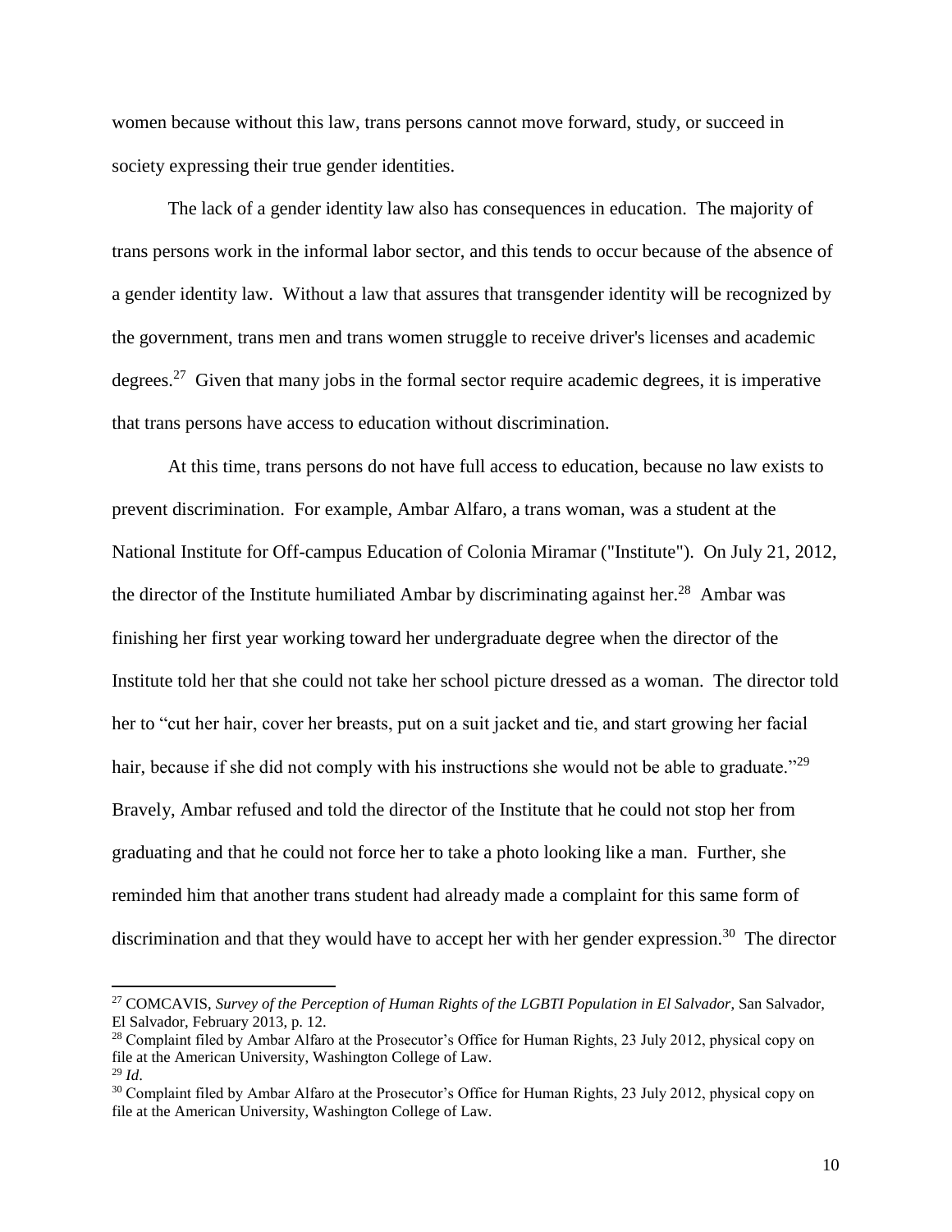women because without this law, trans persons cannot move forward, study, or succeed in society expressing their true gender identities.

The lack of a gender identity law also has consequences in education. The majority of trans persons work in the informal labor sector, and this tends to occur because of the absence of a gender identity law. Without a law that assures that transgender identity will be recognized by the government, trans men and trans women struggle to receive driver's licenses and academic degrees.[27] Given that many jobs in the formal sector require academic degrees, it is imperative that trans persons have access to education without discrimination.

At this time, trans persons do not have full access to education, because no law exists to prevent discrimination. For example, Ambar Alfaro, a trans woman, was a student at the National Institute for Off-campus Education of Colonia Miramar ("Institute"). On July 21, 2012, the director of the Institute humiliated Ambar by discriminating against her.[28] Ambar was finishing her first year working toward her undergraduate degree when the director of the Institute told her that she could not take her school picture dressed as a woman. The director told her to "cut her hair, cover her breasts, put on a suit jacket and tie, and start growing her facial hair, because if she did not comply with his instructions she would not be able to graduate."[29] Bravely, Ambar refused and told the director of the Institute that he could not stop her from graduating and that he could not force her to take a photo looking like a man. Further, she reminded him that another trans student had already made a complaint for this same form of discrimination and that they would have to accept her with her gender expression.[30] The director

---

[27] COMCAVIS, *Survey of the Perception of Human Rights of the LGBTI Population in El Salvador*, San Salvador, El Salvador, February 2013, p. 12.

[28] Complaint filed by Ambar Alfaro at the Prosecutor's Office for Human Rights, 23 July 2012, physical copy on file at the American University, Washington College of Law.

[29] *Id*.

[30] Complaint filed by Ambar Alfaro at the Prosecutor's Office for Human Rights, 23 July 2012, physical copy on file at the American University, Washington College of Law.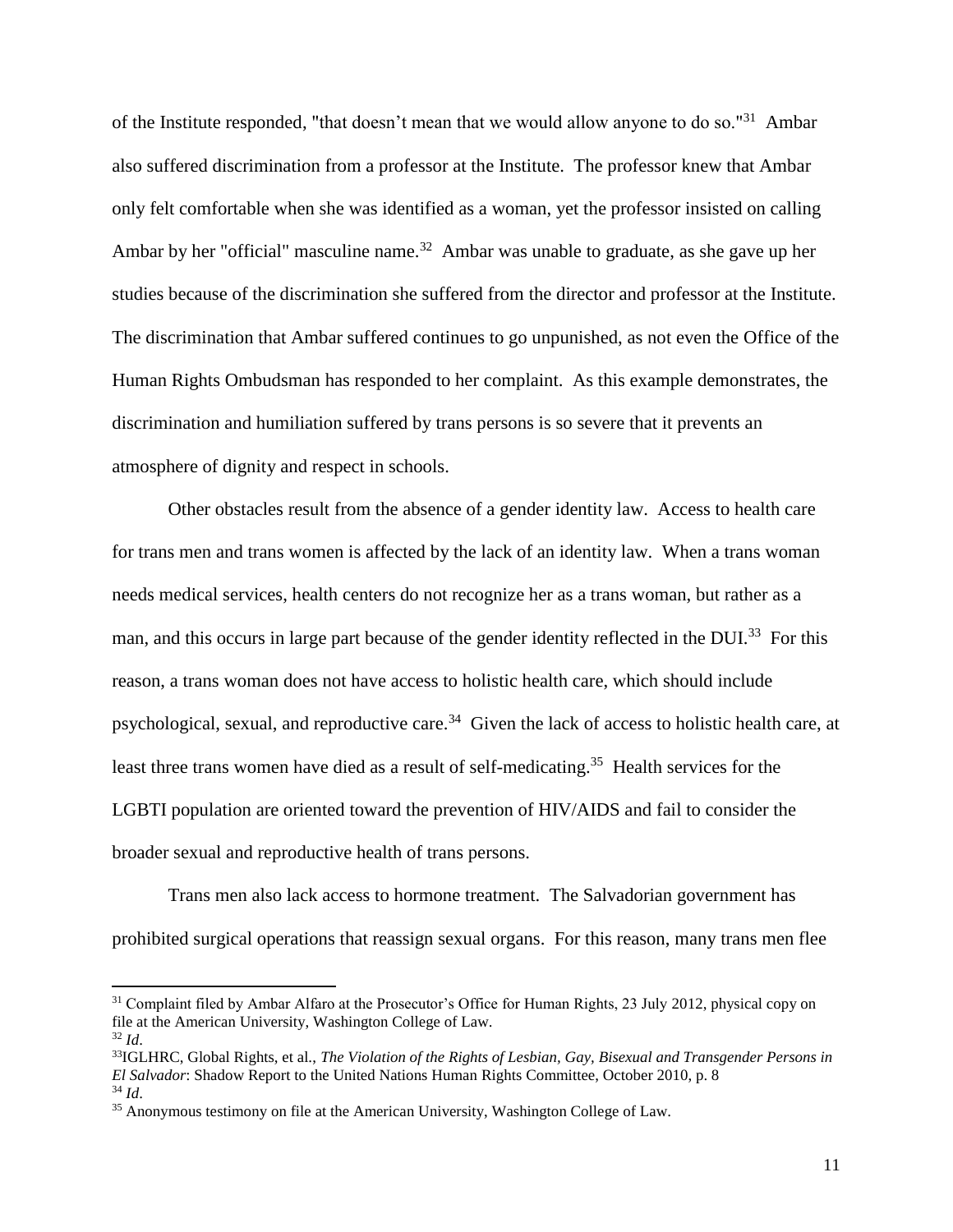of the Institute responded, "that doesn't mean that we would allow anyone to do so."[31] Ambar also suffered discrimination from a professor at the Institute. The professor knew that Ambar only felt comfortable when she was identified as a woman, yet the professor insisted on calling Ambar by her "official" masculine name.[32] Ambar was unable to graduate, as she gave up her studies because of the discrimination she suffered from the director and professor at the Institute. The discrimination that Ambar suffered continues to go unpunished, as not even the Office of the Human Rights Ombudsman has responded to her complaint. As this example demonstrates, the discrimination and humiliation suffered by trans persons is so severe that it prevents an atmosphere of dignity and respect in schools.

Other obstacles result from the absence of a gender identity law. Access to health care for trans men and trans women is affected by the lack of an identity law. When a trans woman needs medical services, health centers do not recognize her as a trans woman, but rather as a man, and this occurs in large part because of the gender identity reflected in the DUI.[33] For this reason, a trans woman does not have access to holistic health care, which should include psychological, sexual, and reproductive care.[34] Given the lack of access to holistic health care, at least three trans women have died as a result of self-medicating.[35] Health services for the LGBTI population are oriented toward the prevention of HIV/AIDS and fail to consider the broader sexual and reproductive health of trans persons.

Trans men also lack access to hormone treatment. The Salvadorian government has prohibited surgical operations that reassign sexual organs. For this reason, many trans men flee

---

[31] Complaint filed by Ambar Alfaro at the Prosecutor's Office for Human Rights, 23 July 2012, physical copy on file at the American University, Washington College of Law.

[32] *Id*.

[33] IGLHRC, Global Rights, et al., *The Violation of the Rights of Lesbian, Gay, Bisexual and Transgender Persons in El Salvador*: Shadow Report to the United Nations Human Rights Committee, October 2010, p. 8

[34] *Id*.

[35] Anonymous testimony on file at the American University, Washington College of Law.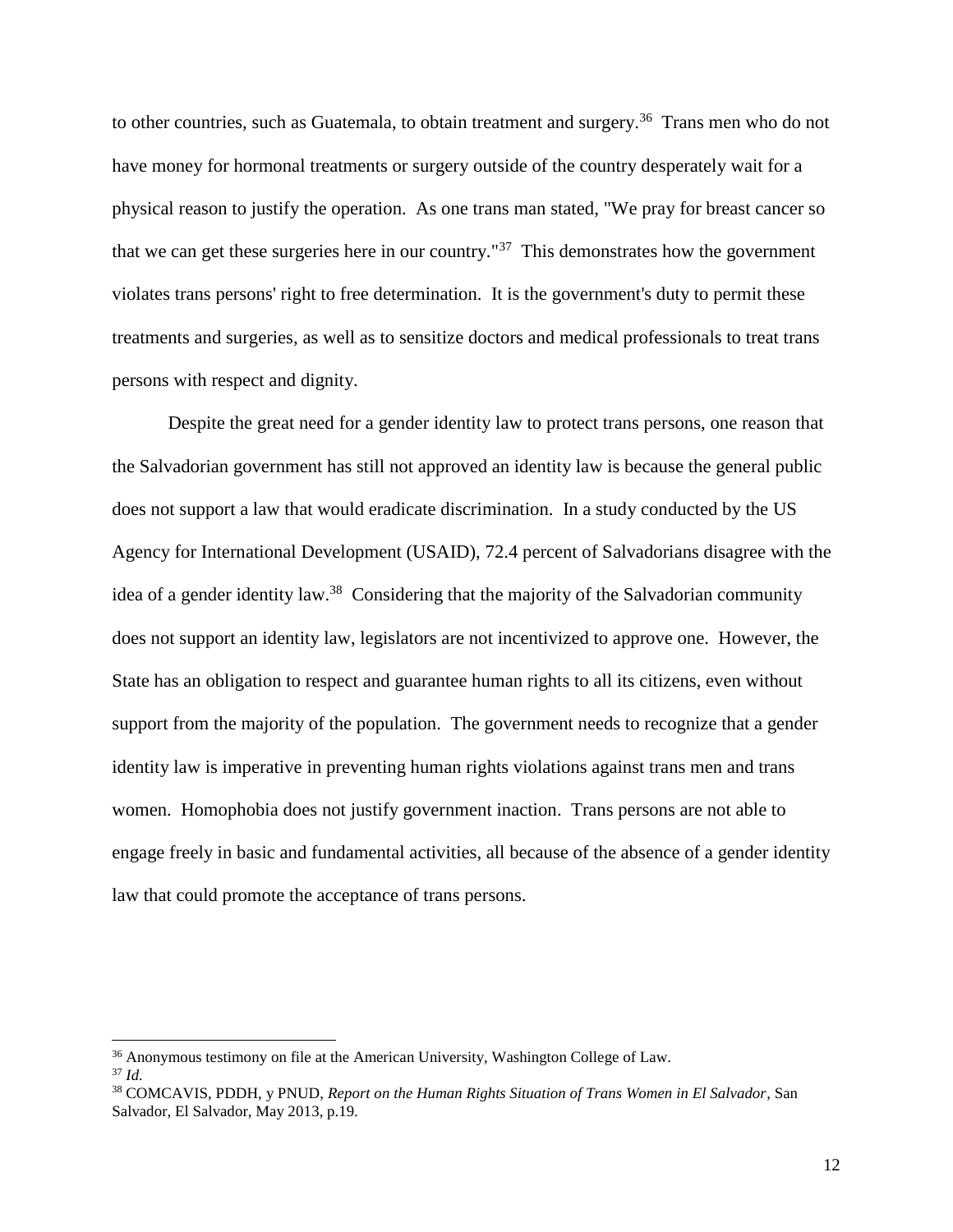to other countries, such as Guatemala, to obtain treatment and surgery.[36] Trans men who do not have money for hormonal treatments or surgery outside of the country desperately wait for a physical reason to justify the operation. As one trans man stated, "We pray for breast cancer so that we can get these surgeries here in our country."[37] This demonstrates how the government violates trans persons' right to free determination. It is the government's duty to permit these treatments and surgeries, as well as to sensitize doctors and medical professionals to treat trans persons with respect and dignity.

Despite the great need for a gender identity law to protect trans persons, one reason that the Salvadorian government has still not approved an identity law is because the general public does not support a law that would eradicate discrimination. In a study conducted by the US Agency for International Development (USAID), 72.4 percent of Salvadorians disagree with the idea of a gender identity law.[38] Considering that the majority of the Salvadorian community does not support an identity law, legislators are not incentivized to approve one. However, the State has an obligation to respect and guarantee human rights to all its citizens, even without support from the majority of the population. The government needs to recognize that a gender identity law is imperative in preventing human rights violations against trans men and trans women. Homophobia does not justify government inaction. Trans persons are not able to engage freely in basic and fundamental activities, all because of the absence of a gender identity law that could promote the acceptance of trans persons.

---

[36] Anonymous testimony on file at the American University, Washington College of Law.

[37] *Id.*

[38] COMCAVIS, PDDH, y PNUD, *Report on the Human Rights Situation of Trans Women in El Salvador*, San Salvador, El Salvador, May 2013, p.19.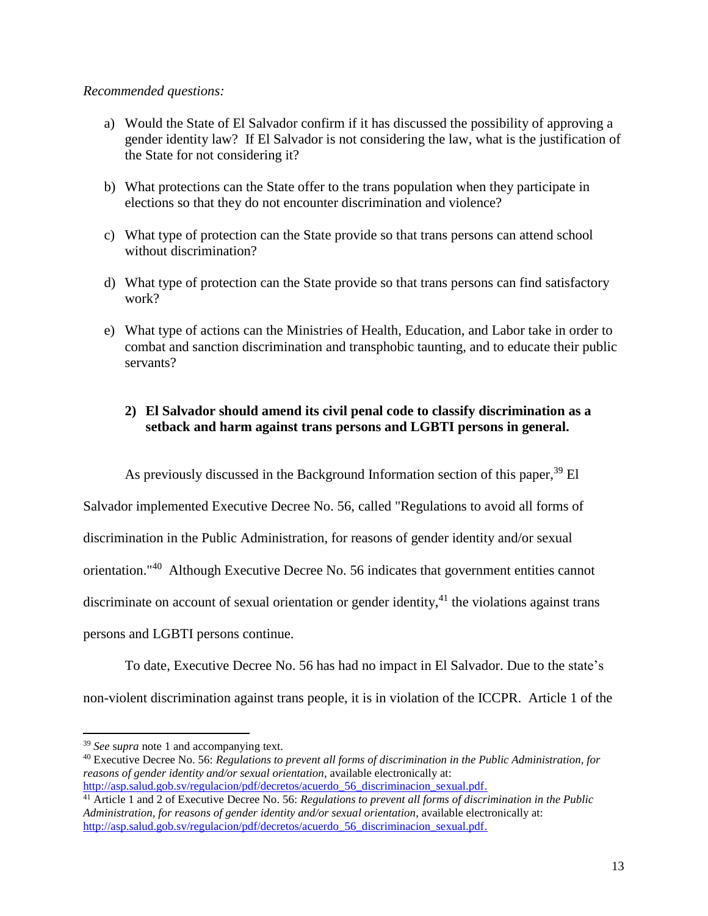*Recommended questions:*

a) Would the State of El Salvador confirm if it has discussed the possibility of approving a gender identity law? If El Salvador is not considering the law, what is the justification of the State for not considering it?

b) What protections can the State offer to the trans population when they participate in elections so that they do not encounter discrimination and violence?

c) What type of protection can the State provide so that trans persons can attend school without discrimination?

d) What type of protection can the State provide so that trans persons can find satisfactory work?

e) What type of actions can the Ministries of Health, Education, and Labor take in order to combat and sanction discrimination and transphobic taunting, and to educate their public servants?

### 2) El Salvador should amend its civil penal code to classify discrimination as a setback and harm against trans persons and LGBTI persons in general.

As previously discussed in the Background Information section of this paper,[39] El Salvador implemented Executive Decree No. 56, called "Regulations to avoid all forms of discrimination in the Public Administration, for reasons of gender identity and/or sexual orientation."[40] Although Executive Decree No. 56 indicates that government entities cannot discriminate on account of sexual orientation or gender identity,[41] the violations against trans persons and LGBTI persons continue.

To date, Executive Decree No. 56 has had no impact in El Salvador. Due to the state's non-violent discrimination against trans people, it is in violation of the ICCPR. Article 1 of the

---

[39] *See supra* note 1 and accompanying text.

[40] Executive Decree No. 56: *Regulations to prevent all forms of discrimination in the Public Administration, for reasons of gender identity and/or sexual orientation*, available electronically at: http://asp.salud.gob.sv/regulacion/pdf/decretos/acuerdo_56_discriminacion_sexual.pdf.

[41] Article 1 and 2 of Executive Decree No. 56: *Regulations to prevent all forms of discrimination in the Public Administration, for reasons of gender identity and/or sexual orientation*, available electronically at: http://asp.salud.gob.sv/regulacion/pdf/decretos/acuerdo_56_discriminacion_sexual.pdf.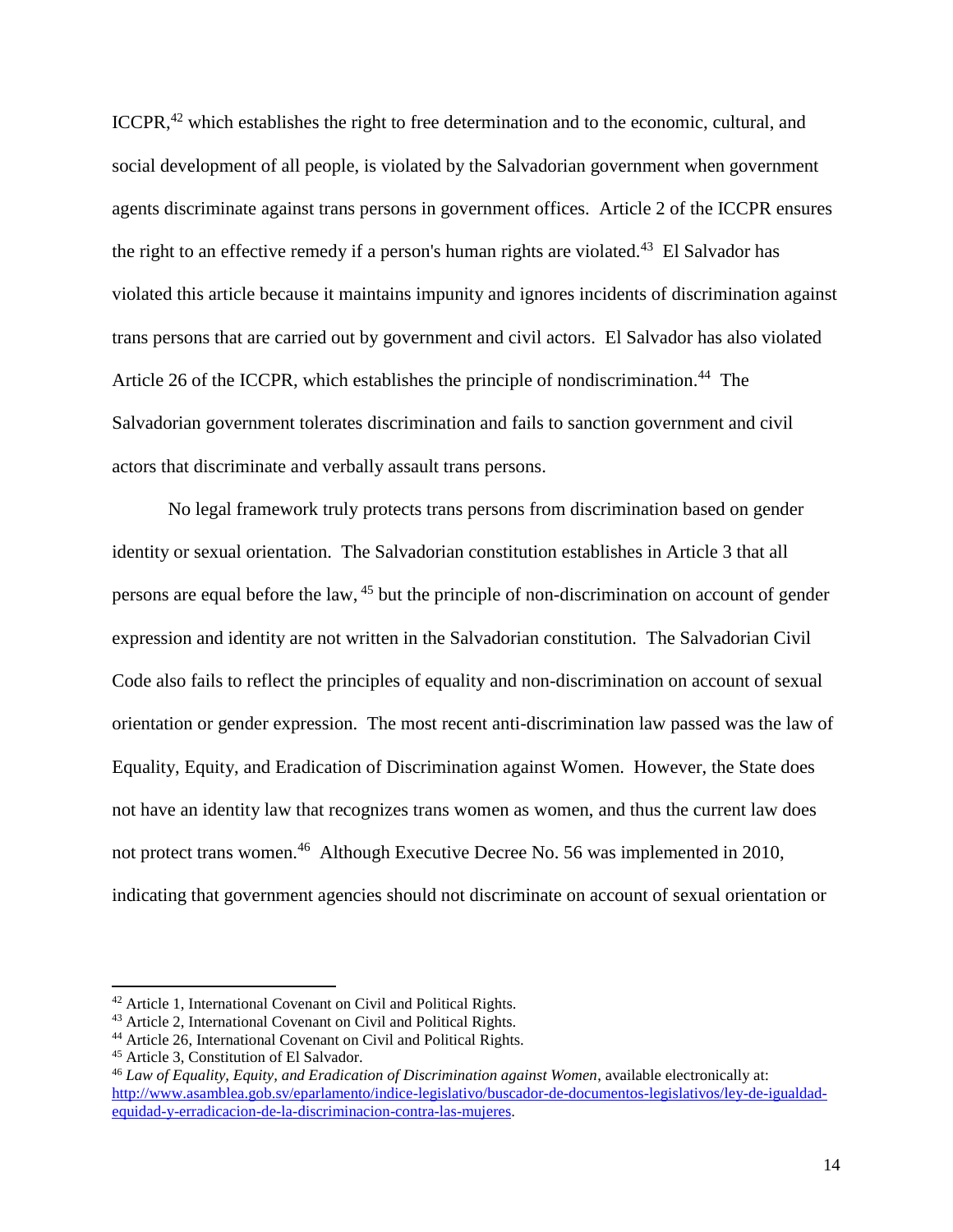ICCPR,[42] which establishes the right to free determination and to the economic, cultural, and social development of all people, is violated by the Salvadorian government when government agents discriminate against trans persons in government offices. Article 2 of the ICCPR ensures the right to an effective remedy if a person's human rights are violated.[43] El Salvador has violated this article because it maintains impunity and ignores incidents of discrimination against trans persons that are carried out by government and civil actors. El Salvador has also violated Article 26 of the ICCPR, which establishes the principle of nondiscrimination.[44] The Salvadorian government tolerates discrimination and fails to sanction government and civil actors that discriminate and verbally assault trans persons.

No legal framework truly protects trans persons from discrimination based on gender identity or sexual orientation. The Salvadorian constitution establishes in Article 3 that all persons are equal before the law, [45] but the principle of non-discrimination on account of gender expression and identity are not written in the Salvadorian constitution. The Salvadorian Civil Code also fails to reflect the principles of equality and non-discrimination on account of sexual orientation or gender expression. The most recent anti-discrimination law passed was the law of Equality, Equity, and Eradication of Discrimination against Women. However, the State does not have an identity law that recognizes trans women as women, and thus the current law does not protect trans women.[46] Although Executive Decree No. 56 was implemented in 2010, indicating that government agencies should not discriminate on account of sexual orientation or

---

[42] Article 1, International Covenant on Civil and Political Rights.

[43] Article 2, International Covenant on Civil and Political Rights.

[44] Article 26, International Covenant on Civil and Political Rights.

[45] Article 3, Constitution of El Salvador.

[46] *Law of Equality, Equity, and Eradication of Discrimination against Women*, available electronically at: http://www.asamblea.gob.sv/eparlamento/indice-legislativo/buscador-de-documentos-legislativos/ley-de-igualdad-equidad-y-erradicacion-de-la-discriminacion-contra-las-mujeres.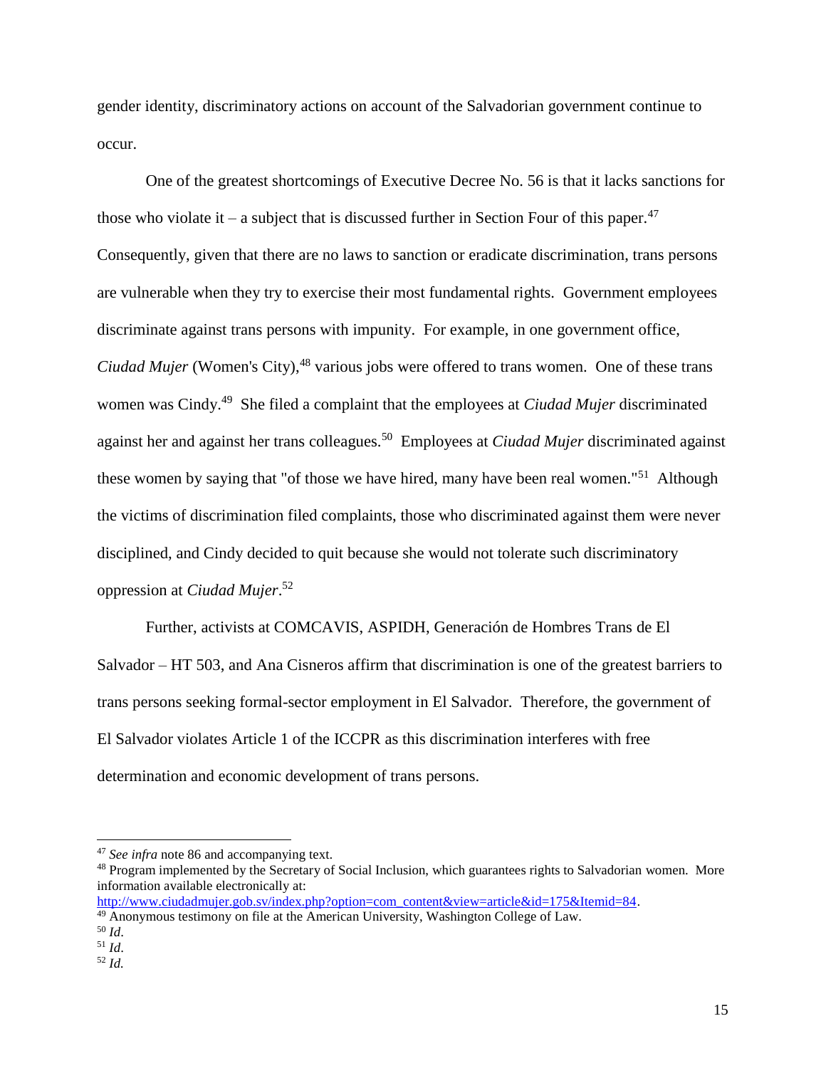gender identity, discriminatory actions on account of the Salvadorian government continue to occur.

One of the greatest shortcomings of Executive Decree No. 56 is that it lacks sanctions for those who violate it – a subject that is discussed further in Section Four of this paper.[47] Consequently, given that there are no laws to sanction or eradicate discrimination, trans persons are vulnerable when they try to exercise their most fundamental rights. Government employees discriminate against trans persons with impunity. For example, in one government office, *Ciudad Mujer* (Women's City),[48] various jobs were offered to trans women. One of these trans women was Cindy.[49] She filed a complaint that the employees at *Ciudad Mujer* discriminated against her and against her trans colleagues.[50] Employees at *Ciudad Mujer* discriminated against these women by saying that "of those we have hired, many have been real women."[51] Although the victims of discrimination filed complaints, those who discriminated against them were never disciplined, and Cindy decided to quit because she would not tolerate such discriminatory oppression at *Ciudad Mujer*.[52]

Further, activists at COMCAVIS, ASPIDH, Generación de Hombres Trans de El Salvador – HT 503, and Ana Cisneros affirm that discrimination is one of the greatest barriers to trans persons seeking formal-sector employment in El Salvador. Therefore, the government of El Salvador violates Article 1 of the ICCPR as this discrimination interferes with free determination and economic development of trans persons.

---

[47] *See infra* note 86 and accompanying text.

[48] Program implemented by the Secretary of Social Inclusion, which guarantees rights to Salvadorian women. More information available electronically at: http://www.ciudadmujer.gob.sv/index.php?option=com_content&view=article&id=175&Itemid=84.

[49] Anonymous testimony on file at the American University, Washington College of Law.

[50] *Id.*

[51] *Id.*

[52] *Id.*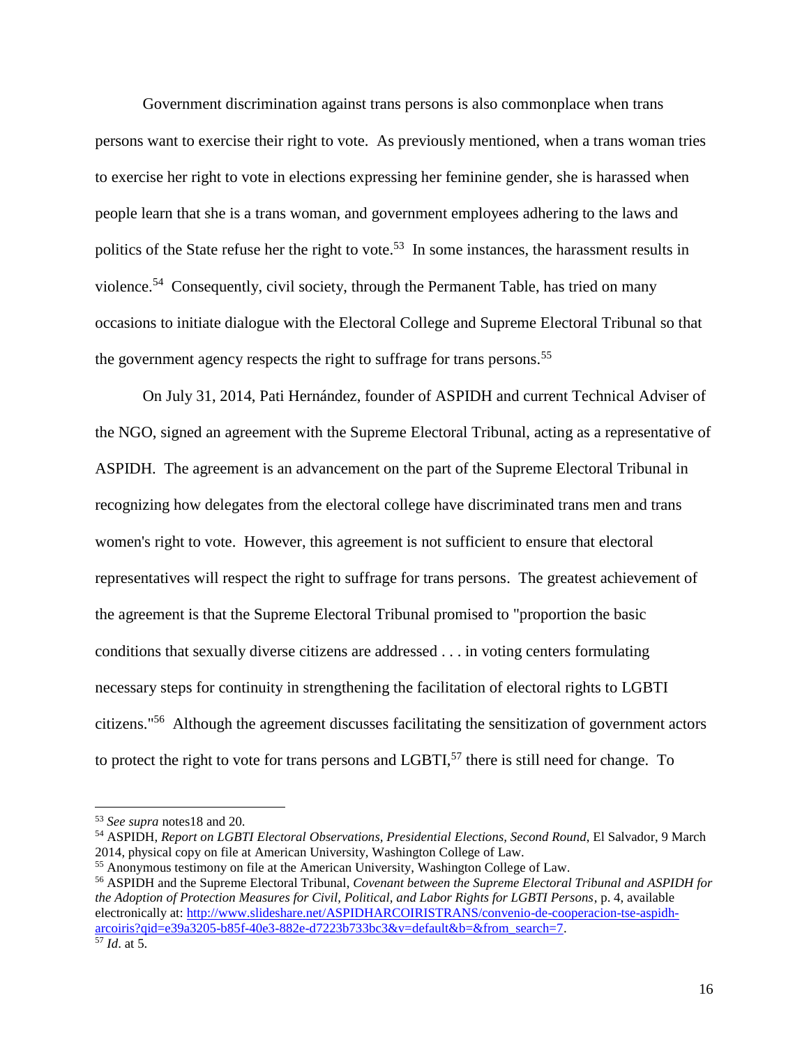Government discrimination against trans persons is also commonplace when trans persons want to exercise their right to vote. As previously mentioned, when a trans woman tries to exercise her right to vote in elections expressing her feminine gender, she is harassed when people learn that she is a trans woman, and government employees adhering to the laws and politics of the State refuse her the right to vote.[53] In some instances, the harassment results in violence.[54] Consequently, civil society, through the Permanent Table, has tried on many occasions to initiate dialogue with the Electoral College and Supreme Electoral Tribunal so that the government agency respects the right to suffrage for trans persons.[55]

On July 31, 2014, Pati Hernández, founder of ASPIDH and current Technical Adviser of the NGO, signed an agreement with the Supreme Electoral Tribunal, acting as a representative of ASPIDH. The agreement is an advancement on the part of the Supreme Electoral Tribunal in recognizing how delegates from the electoral college have discriminated trans men and trans women's right to vote. However, this agreement is not sufficient to ensure that electoral representatives will respect the right to suffrage for trans persons. The greatest achievement of the agreement is that the Supreme Electoral Tribunal promised to "proportion the basic conditions that sexually diverse citizens are addressed . . . in voting centers formulating necessary steps for continuity in strengthening the facilitation of electoral rights to LGBTI citizens."[56] Although the agreement discusses facilitating the sensitization of government actors to protect the right to vote for trans persons and LGBTI,[57] there is still need for change. To

---

[53] *See supra* notes18 and 20.

[54] ASPIDH, *Report on LGBTI Electoral Observations, Presidential Elections, Second Round,* El Salvador, 9 March 2014, physical copy on file at American University, Washington College of Law.

[55] Anonymous testimony on file at the American University, Washington College of Law.

[56] ASPIDH and the Supreme Electoral Tribunal, *Covenant between the Supreme Electoral Tribunal and ASPIDH for the Adoption of Protection Measures for Civil, Political, and Labor Rights for LGBTI Persons*, p. 4, available electronically at: [http://www.slideshare.net/ASPIDHARCOIRISTRANS/convenio-de-cooperacion-tse-aspidh-arcoiris?qid=e39a3205-b85f-40e3-882e-d7223b733bc3&v=default&b=&from_search=7](http://www.slideshare.net/ASPIDHARCOIRISTRANS/convenio-de-cooperacion-tse-aspidh-arcoiris?qid=e39a3205-b85f-40e3-882e-d7223b733bc3&v=default&b=&from_search=7).

[57] *Id*. at 5.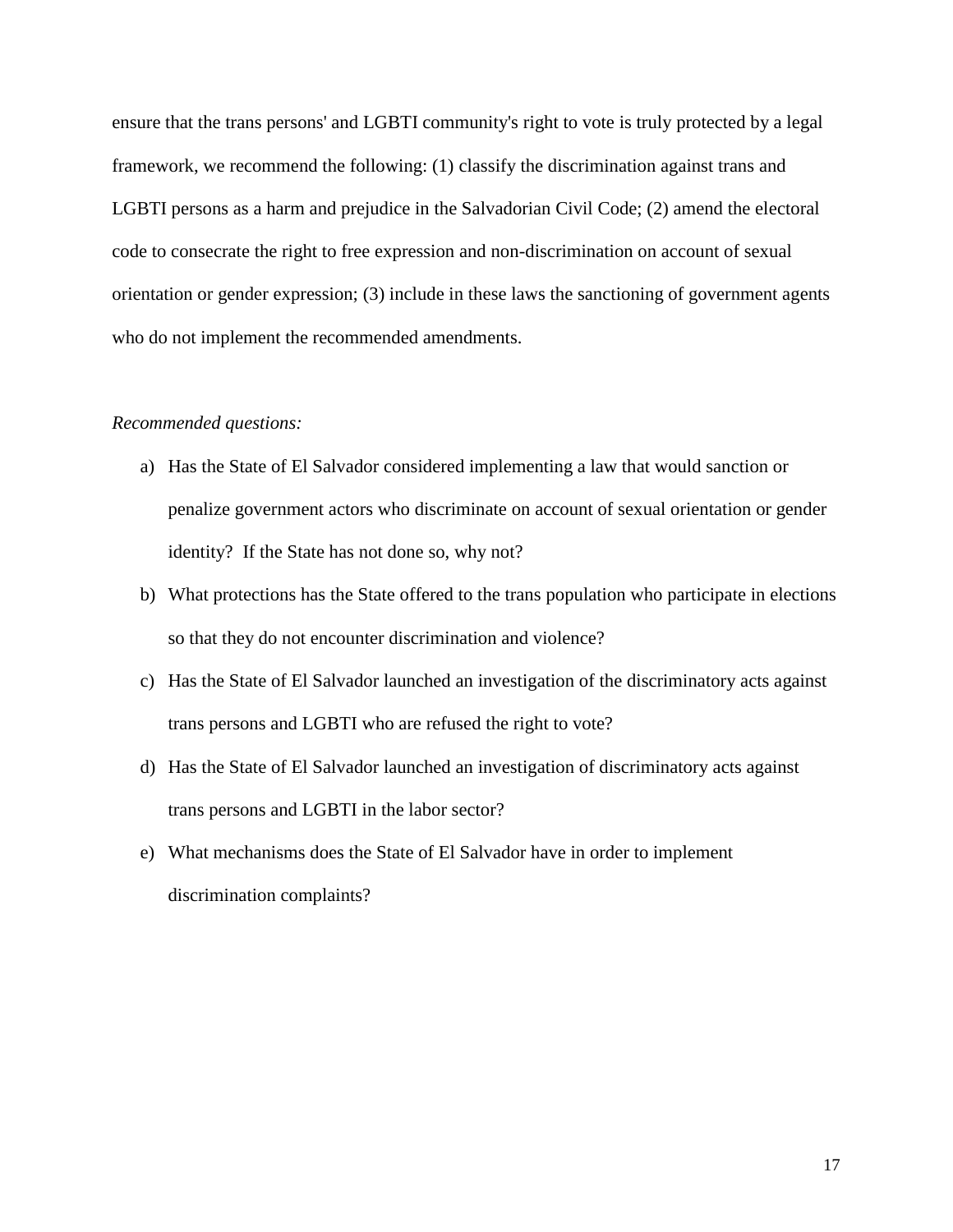ensure that the trans persons' and LGBTI community's right to vote is truly protected by a legal framework, we recommend the following: (1) classify the discrimination against trans and LGBTI persons as a harm and prejudice in the Salvadorian Civil Code; (2) amend the electoral code to consecrate the right to free expression and non-discrimination on account of sexual orientation or gender expression; (3) include in these laws the sanctioning of government agents who do not implement the recommended amendments.

*Recommended questions:*

a) Has the State of El Salvador considered implementing a law that would sanction or penalize government actors who discriminate on account of sexual orientation or gender identity? If the State has not done so, why not?

b) What protections has the State offered to the trans population who participate in elections so that they do not encounter discrimination and violence?

c) Has the State of El Salvador launched an investigation of the discriminatory acts against trans persons and LGBTI who are refused the right to vote?

d) Has the State of El Salvador launched an investigation of discriminatory acts against trans persons and LGBTI in the labor sector?

e) What mechanisms does the State of El Salvador have in order to implement discrimination complaints?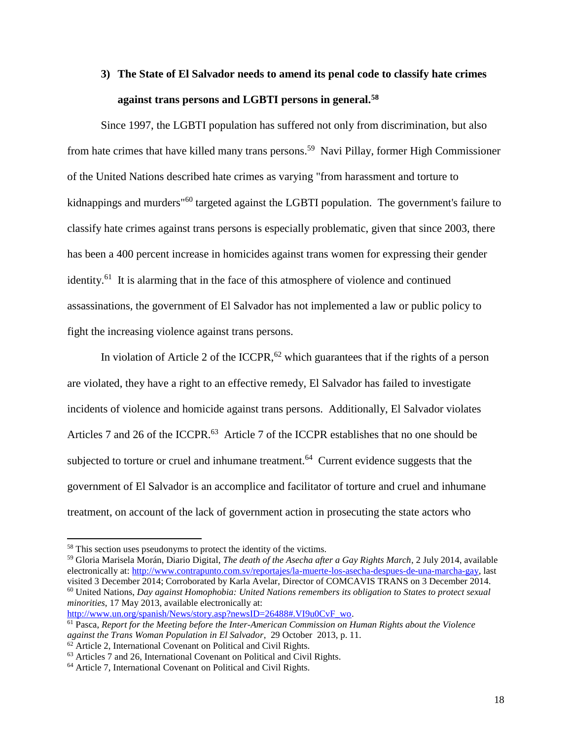### 3) The State of El Salvador needs to amend its penal code to classify hate crimes against trans persons and LGBTI persons in general.[58]

Since 1997, the LGBTI population has suffered not only from discrimination, but also from hate crimes that have killed many trans persons.[59] Navi Pillay, former High Commissioner of the United Nations described hate crimes as varying "from harassment and torture to kidnappings and murders"[60] targeted against the LGBTI population. The government's failure to classify hate crimes against trans persons is especially problematic, given that since 2003, there has been a 400 percent increase in homicides against trans women for expressing their gender identity.[61] It is alarming that in the face of this atmosphere of violence and continued assassinations, the government of El Salvador has not implemented a law or public policy to fight the increasing violence against trans persons.

In violation of Article 2 of the ICCPR,[62] which guarantees that if the rights of a person are violated, they have a right to an effective remedy, El Salvador has failed to investigate incidents of violence and homicide against trans persons. Additionally, El Salvador violates Articles 7 and 26 of the ICCPR.[63] Article 7 of the ICCPR establishes that no one should be subjected to torture or cruel and inhumane treatment.[64] Current evidence suggests that the government of El Salvador is an accomplice and facilitator of torture and cruel and inhumane treatment, on account of the lack of government action in prosecuting the state actors who

---

[58] This section uses pseudonyms to protect the identity of the victims.

[59] Gloria Marisela Morán, Diario Digital, *The death of the Asecha after a Gay Rights March*, 2 July 2014, available electronically at: http://www.contrapunto.com.sv/reportajes/la-muerte-los-asecha-despues-de-una-marcha-gay, last visited 3 December 2014; Corroborated by Karla Avelar, Director of COMCAVIS TRANS on 3 December 2014.

[60] United Nations, *Day against Homophobia: United Nations remembers its obligation to States to protect sexual minorities*, 17 May 2013, available electronically at: http://www.un.org/spanish/News/story.asp?newsID=26488#.VI9u0CvF_wo.

[61] Pasca, *Report for the Meeting before the Inter-American Commission on Human Rights about the Violence against the Trans Woman Population in El Salvador*, 29 October 2013, p. 11.

[62] Article 2, International Covenant on Political and Civil Rights.

[63] Articles 7 and 26, International Covenant on Political and Civil Rights.

[64] Article 7, International Covenant on Political and Civil Rights.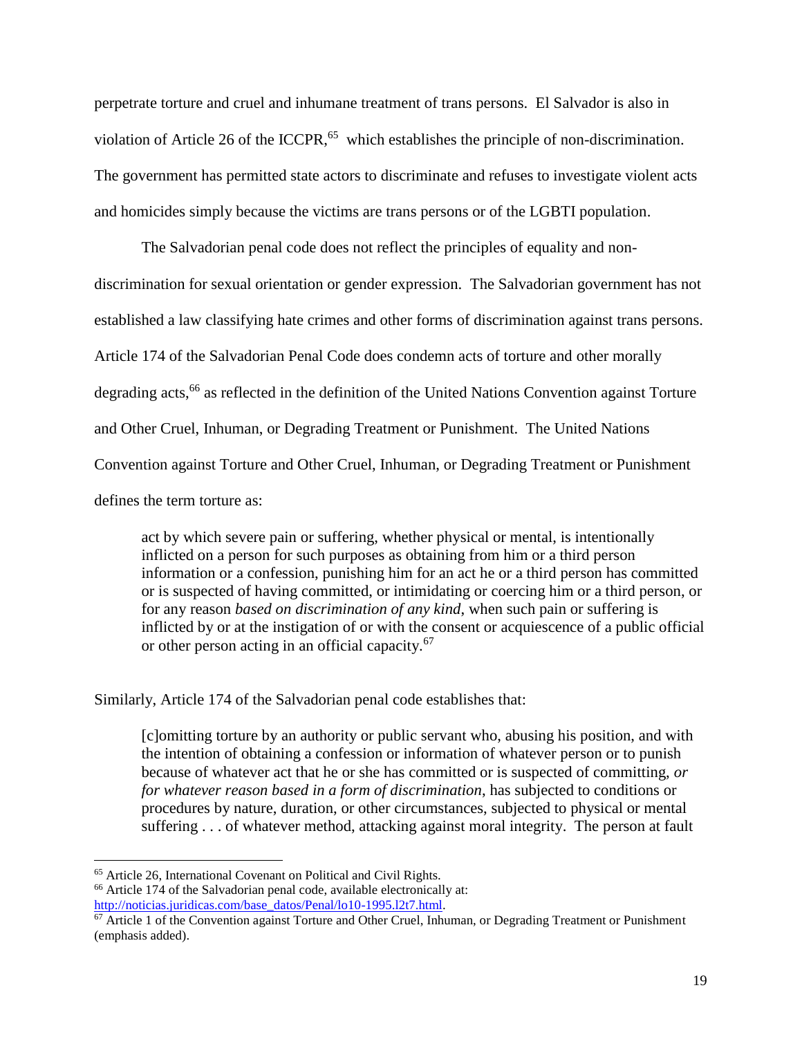perpetrate torture and cruel and inhumane treatment of trans persons. El Salvador is also in violation of Article 26 of the ICCPR,[65] which establishes the principle of non-discrimination. The government has permitted state actors to discriminate and refuses to investigate violent acts and homicides simply because the victims are trans persons or of the LGBTI population.

The Salvadorian penal code does not reflect the principles of equality and non-discrimination for sexual orientation or gender expression. The Salvadorian government has not established a law classifying hate crimes and other forms of discrimination against trans persons. Article 174 of the Salvadorian Penal Code does condemn acts of torture and other morally degrading acts,[66] as reflected in the definition of the United Nations Convention against Torture and Other Cruel, Inhuman, or Degrading Treatment or Punishment. The United Nations Convention against Torture and Other Cruel, Inhuman, or Degrading Treatment or Punishment defines the term torture as:

> act by which severe pain or suffering, whether physical or mental, is intentionally inflicted on a person for such purposes as obtaining from him or a third person information or a confession, punishing him for an act he or a third person has committed or is suspected of having committed, or intimidating or coercing him or a third person, or for any reason *based on discrimination of any kind*, when such pain or suffering is inflicted by or at the instigation of or with the consent or acquiescence of a public official or other person acting in an official capacity.[67]

Similarly, Article 174 of the Salvadorian penal code establishes that:

> [c]omitting torture by an authority or public servant who, abusing his position, and with the intention of obtaining a confession or information of whatever person or to punish because of whatever act that he or she has committed or is suspected of committing, *or for whatever reason based in a form of discrimination*, has subjected to conditions or procedures by nature, duration, or other circumstances, subjected to physical or mental suffering . . . of whatever method, attacking against moral integrity. The person at fault

---

[65] Article 26, International Covenant on Political and Civil Rights.

[66] Article 174 of the Salvadorian penal code, available electronically at: http://noticias.juridicas.com/base_datos/Penal/lo10-1995.l2t7.html.

[67] Article 1 of the Convention against Torture and Other Cruel, Inhuman, or Degrading Treatment or Punishment (emphasis added).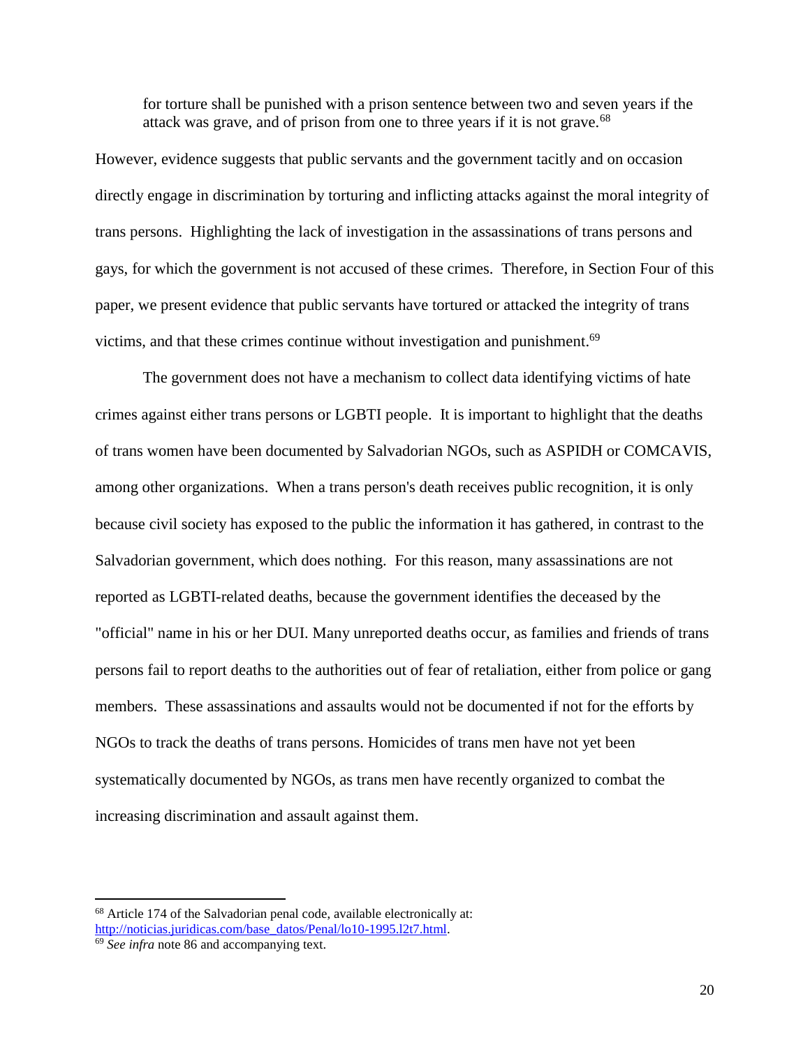> for torture shall be punished with a prison sentence between two and seven years if the attack was grave, and of prison from one to three years if it is not grave.[68]

However, evidence suggests that public servants and the government tacitly and on occasion directly engage in discrimination by torturing and inflicting attacks against the moral integrity of trans persons. Highlighting the lack of investigation in the assassinations of trans persons and gays, for which the government is not accused of these crimes. Therefore, in Section Four of this paper, we present evidence that public servants have tortured or attacked the integrity of trans victims, and that these crimes continue without investigation and punishment.[69]

The government does not have a mechanism to collect data identifying victims of hate crimes against either trans persons or LGBTI people. It is important to highlight that the deaths of trans women have been documented by Salvadorian NGOs, such as ASPIDH or COMCAVIS, among other organizations. When a trans person's death receives public recognition, it is only because civil society has exposed to the public the information it has gathered, in contrast to the Salvadorian government, which does nothing. For this reason, many assassinations are not reported as LGBTI-related deaths, because the government identifies the deceased by the "official" name in his or her DUI. Many unreported deaths occur, as families and friends of trans persons fail to report deaths to the authorities out of fear of retaliation, either from police or gang members. These assassinations and assaults would not be documented if not for the efforts by NGOs to track the deaths of trans persons. Homicides of trans men have not yet been systematically documented by NGOs, as trans men have recently organized to combat the increasing discrimination and assault against them.

---

[68] Article 174 of the Salvadorian penal code, available electronically at: http://noticias.juridicas.com/base_datos/Penal/lo10-1995.l2t7.html.

[69] *See infra* note 86 and accompanying text.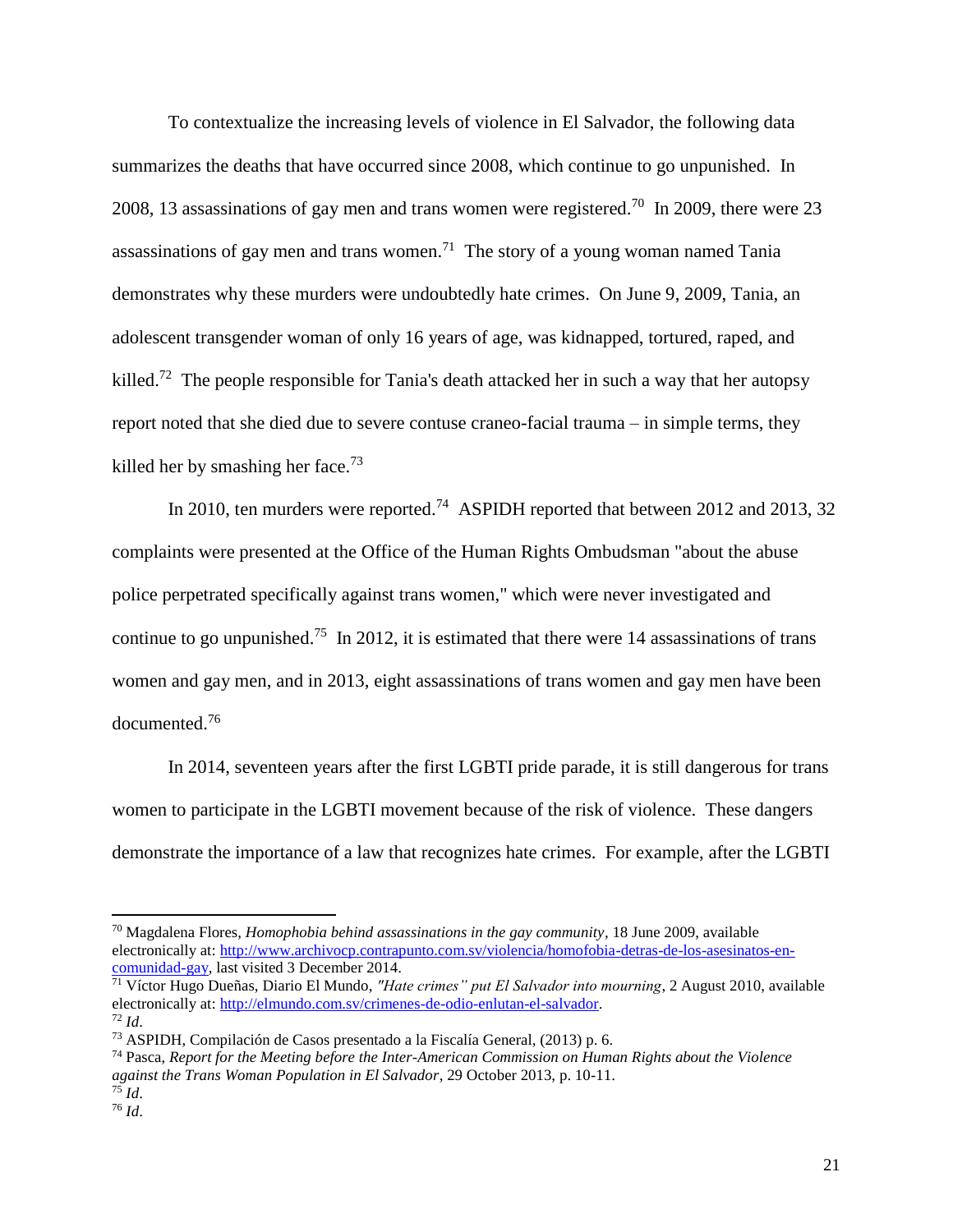To contextualize the increasing levels of violence in El Salvador, the following data summarizes the deaths that have occurred since 2008, which continue to go unpunished. In 2008, 13 assassinations of gay men and trans women were registered.[70] In 2009, there were 23 assassinations of gay men and trans women.[71] The story of a young woman named Tania demonstrates why these murders were undoubtedly hate crimes. On June 9, 2009, Tania, an adolescent transgender woman of only 16 years of age, was kidnapped, tortured, raped, and killed.[72] The people responsible for Tania's death attacked her in such a way that her autopsy report noted that she died due to severe contuse craneo-facial trauma – in simple terms, they killed her by smashing her face.[73]

In 2010, ten murders were reported.[74] ASPIDH reported that between 2012 and 2013, 32 complaints were presented at the Office of the Human Rights Ombudsman "about the abuse police perpetrated specifically against trans women," which were never investigated and continue to go unpunished.[75] In 2012, it is estimated that there were 14 assassinations of trans women and gay men, and in 2013, eight assassinations of trans women and gay men have been documented.[76]

In 2014, seventeen years after the first LGBTI pride parade, it is still dangerous for trans women to participate in the LGBTI movement because of the risk of violence. These dangers demonstrate the importance of a law that recognizes hate crimes. For example, after the LGBTI

---

[70] Magdalena Flores, *Homophobia behind assassinations in the gay community*, 18 June 2009, available electronically at: http://www.archivocp.contrapunto.com.sv/violencia/homofobia-detras-de-los-asesinatos-en-comunidad-gay, last visited 3 December 2014.

[71] Víctor Hugo Dueñas, Diario El Mundo, *"Hate crimes" put El Salvador into mourning*, 2 August 2010, available electronically at: http://elmundo.com.sv/crimenes-de-odio-enlutan-el-salvador.

[72] *Id*.

[73] ASPIDH, Compilación de Casos presentado a la Fiscalía General, (2013) p. 6.

[74] Pasca, *Report for the Meeting before the Inter-American Commission on Human Rights about the Violence against the Trans Woman Population in El Salvador*, 29 October 2013, p. 10-11.

[75] *Id*.

[76] *Id*.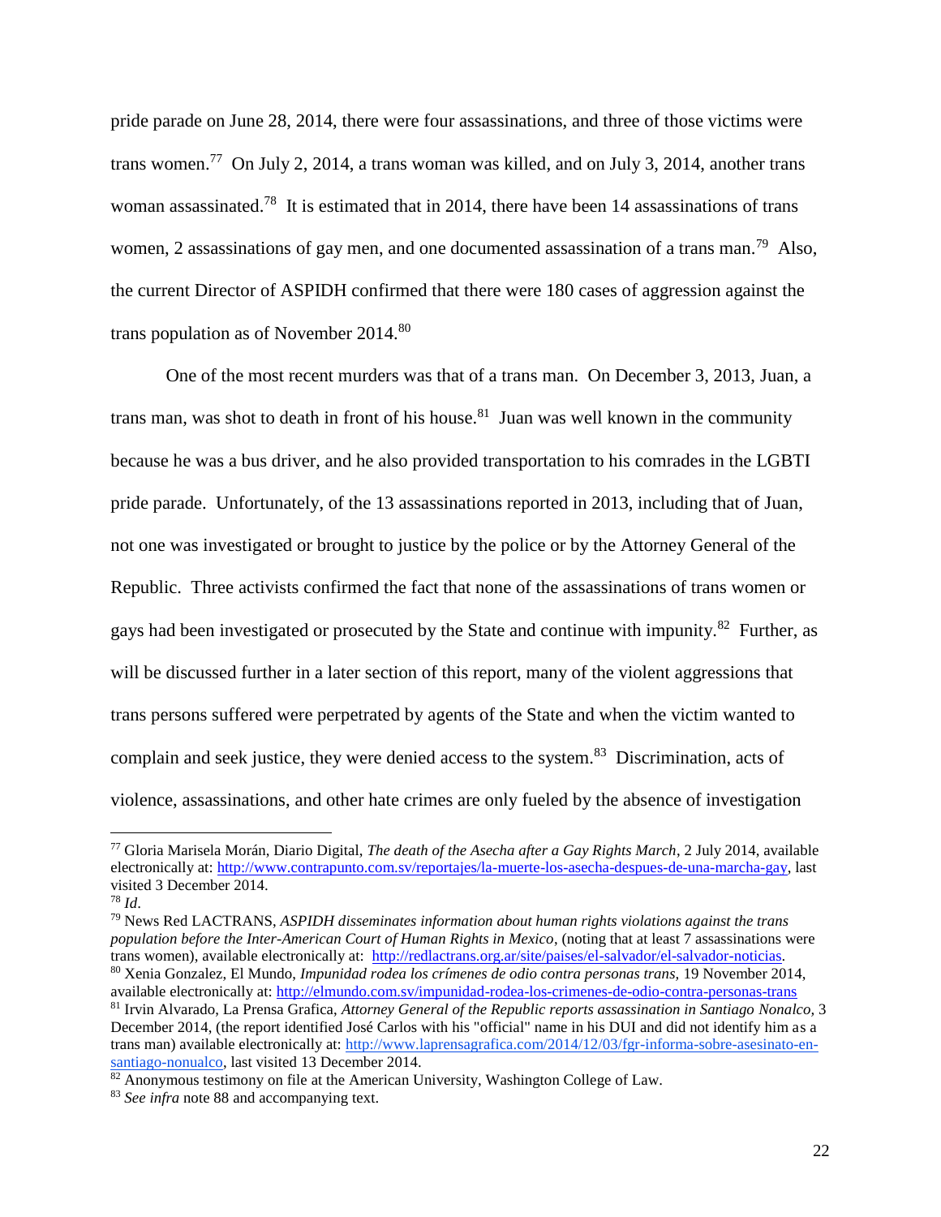pride parade on June 28, 2014, there were four assassinations, and three of those victims were trans women.[77] On July 2, 2014, a trans woman was killed, and on July 3, 2014, another trans woman assassinated.[78] It is estimated that in 2014, there have been 14 assassinations of trans women, 2 assassinations of gay men, and one documented assassination of a trans man.[79] Also, the current Director of ASPIDH confirmed that there were 180 cases of aggression against the trans population as of November 2014.[80]

One of the most recent murders was that of a trans man. On December 3, 2013, Juan, a trans man, was shot to death in front of his house.[81] Juan was well known in the community because he was a bus driver, and he also provided transportation to his comrades in the LGBTI pride parade. Unfortunately, of the 13 assassinations reported in 2013, including that of Juan, not one was investigated or brought to justice by the police or by the Attorney General of the Republic. Three activists confirmed the fact that none of the assassinations of trans women or gays had been investigated or prosecuted by the State and continue with impunity.[82] Further, as will be discussed further in a later section of this report, many of the violent aggressions that trans persons suffered were perpetrated by agents of the State and when the victim wanted to complain and seek justice, they were denied access to the system.[83] Discrimination, acts of violence, assassinations, and other hate crimes are only fueled by the absence of investigation

---

[77] Gloria Marisela Morán, Diario Digital, *The death of the Asecha after a Gay Rights March*, 2 July 2014, available electronically at: http://www.contrapunto.com.sv/reportajes/la-muerte-los-asecha-despues-de-una-marcha-gay, last visited 3 December 2014.

[78] *Id*.

[79] News Red LACTRANS, *ASPIDH disseminates information about human rights violations against the trans population before the Inter-American Court of Human Rights in Mexico*, (noting that at least 7 assassinations were trans women), available electronically at: http://redlactrans.org.ar/site/paises/el-salvador/el-salvador-noticias.

[80] Xenia Gonzalez, El Mundo, *Impunidad rodea los crímenes de odio contra personas trans,* 19 November 2014, available electronically at: http://elmundo.com.sv/impunidad-rodea-los-crimenes-de-odio-contra-personas-trans

[81] Irvin Alvarado, La Prensa Grafica, *Attorney General of the Republic reports assassination in Santiago Nonalco,* 3 December 2014, (the report identified José Carlos with his "official" name in his DUI and did not identify him as a trans man) available electronically at: http://www.laprensagrafica.com/2014/12/03/fgr-informa-sobre-asesinato-en-santiago-nonualco, last visited 13 December 2014.

[82] Anonymous testimony on file at the American University, Washington College of Law.

[83] *See infra* note 88 and accompanying text.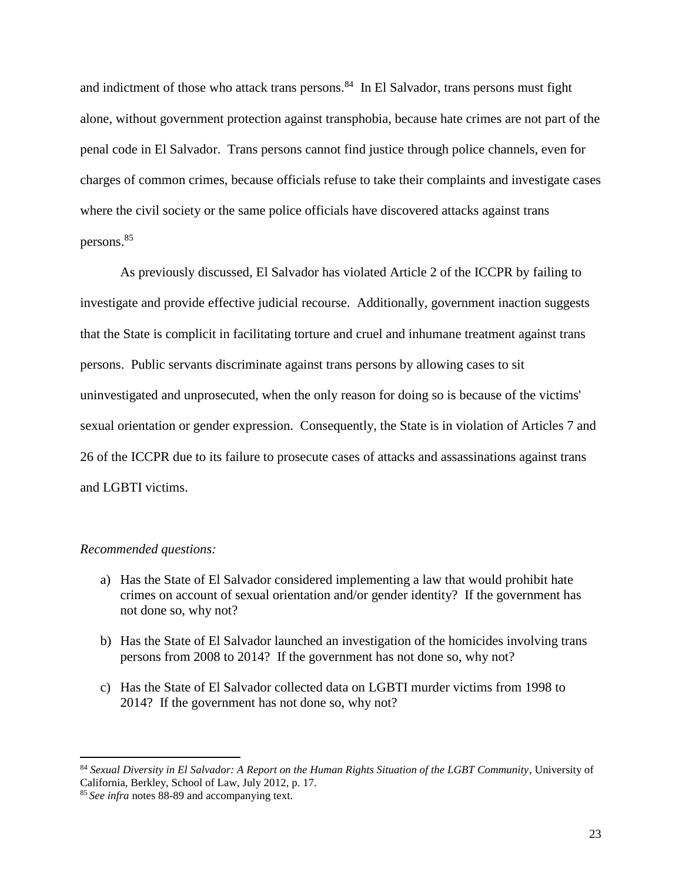and indictment of those who attack trans persons.[84] In El Salvador, trans persons must fight alone, without government protection against transphobia, because hate crimes are not part of the penal code in El Salvador. Trans persons cannot find justice through police channels, even for charges of common crimes, because officials refuse to take their complaints and investigate cases where the civil society or the same police officials have discovered attacks against trans persons.[85]

As previously discussed, El Salvador has violated Article 2 of the ICCPR by failing to investigate and provide effective judicial recourse. Additionally, government inaction suggests that the State is complicit in facilitating torture and cruel and inhumane treatment against trans persons. Public servants discriminate against trans persons by allowing cases to sit uninvestigated and unprosecuted, when the only reason for doing so is because of the victims' sexual orientation or gender expression. Consequently, the State is in violation of Articles 7 and 26 of the ICCPR due to its failure to prosecute cases of attacks and assassinations against trans and LGBTI victims.

*Recommended questions:*

a) Has the State of El Salvador considered implementing a law that would prohibit hate crimes on account of sexual orientation and/or gender identity? If the government has not done so, why not?

b) Has the State of El Salvador launched an investigation of the homicides involving trans persons from 2008 to 2014? If the government has not done so, why not?

c) Has the State of El Salvador collected data on LGBTI murder victims from 1998 to 2014? If the government has not done so, why not?

---

[84] *Sexual Diversity in El Salvador: A Report on the Human Rights Situation of the LGBT Community*, University of California, Berkley, School of Law, July 2012, p. 17.

[85] *See infra* notes 88-89 and accompanying text.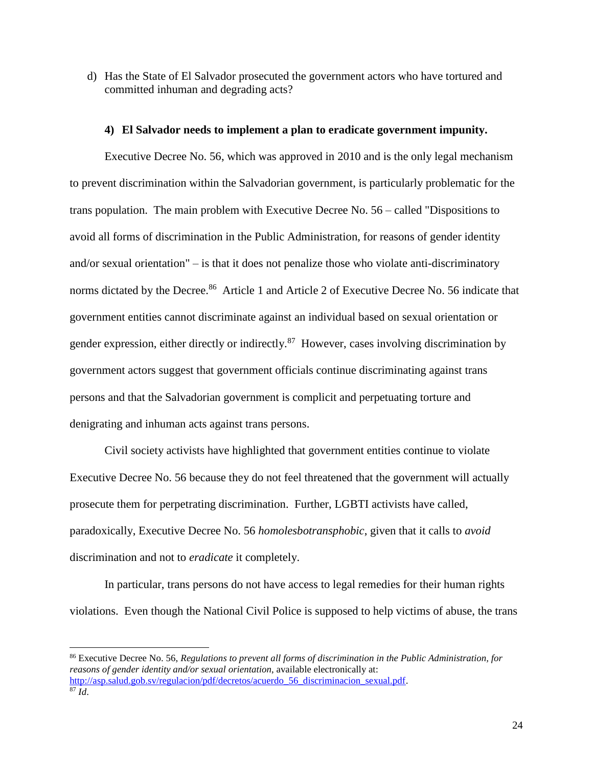d) Has the State of El Salvador prosecuted the government actors who have tortured and committed inhuman and degrading acts?

**4) El Salvador needs to implement a plan to eradicate government impunity.**

Executive Decree No. 56, which was approved in 2010 and is the only legal mechanism to prevent discrimination within the Salvadorian government, is particularly problematic for the trans population. The main problem with Executive Decree No. 56 – called "Dispositions to avoid all forms of discrimination in the Public Administration, for reasons of gender identity and/or sexual orientation" – is that it does not penalize those who violate anti-discriminatory norms dictated by the Decree.[86] Article 1 and Article 2 of Executive Decree No. 56 indicate that government entities cannot discriminate against an individual based on sexual orientation or gender expression, either directly or indirectly.[87] However, cases involving discrimination by government actors suggest that government officials continue discriminating against trans persons and that the Salvadorian government is complicit and perpetuating torture and denigrating and inhuman acts against trans persons.

Civil society activists have highlighted that government entities continue to violate Executive Decree No. 56 because they do not feel threatened that the government will actually prosecute them for perpetrating discrimination. Further, LGBTI activists have called, paradoxically, Executive Decree No. 56 *homolesbotransphobic*, given that it calls to *avoid* discrimination and not to *eradicate* it completely.

In particular, trans persons do not have access to legal remedies for their human rights violations. Even though the National Civil Police is supposed to help victims of abuse, the trans

---

[86] Executive Decree No. 56, *Regulations to prevent all forms of discrimination in the Public Administration, for reasons of gender identity and/or sexual orientation*, available electronically at: http://asp.salud.gob.sv/regulacion/pdf/decretos/acuerdo_56_discriminacion_sexual.pdf.

[87] *Id*.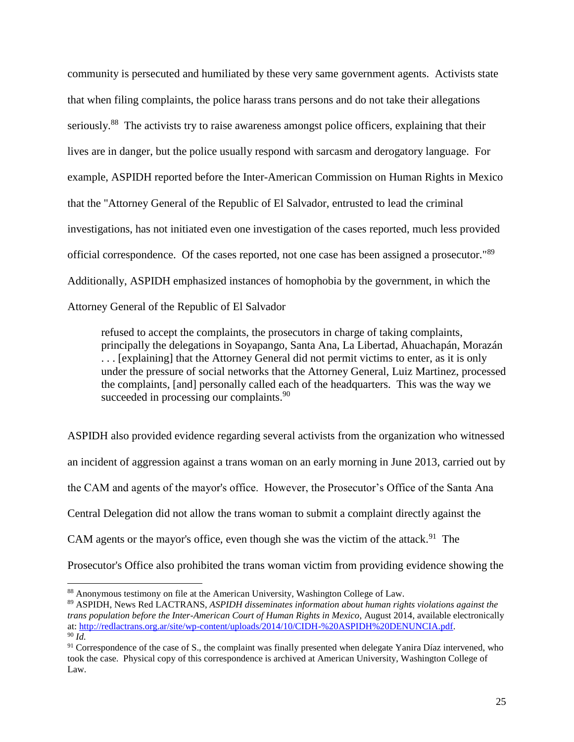community is persecuted and humiliated by these very same government agents. Activists state that when filing complaints, the police harass trans persons and do not take their allegations seriously.[88] The activists try to raise awareness amongst police officers, explaining that their lives are in danger, but the police usually respond with sarcasm and derogatory language. For example, ASPIDH reported before the Inter-American Commission on Human Rights in Mexico that the "Attorney General of the Republic of El Salvador, entrusted to lead the criminal investigations, has not initiated even one investigation of the cases reported, much less provided official correspondence. Of the cases reported, not one case has been assigned a prosecutor."[89] Additionally, ASPIDH emphasized instances of homophobia by the government, in which the Attorney General of the Republic of El Salvador

> refused to accept the complaints, the prosecutors in charge of taking complaints, principally the delegations in Soyapango, Santa Ana, La Libertad, Ahuachapán, Morazán . . . [explaining] that the Attorney General did not permit victims to enter, as it is only under the pressure of social networks that the Attorney General, Luiz Martinez, processed the complaints, [and] personally called each of the headquarters. This was the way we succeeded in processing our complaints.[90]

ASPIDH also provided evidence regarding several activists from the organization who witnessed an incident of aggression against a trans woman on an early morning in June 2013, carried out by the CAM and agents of the mayor's office. However, the Prosecutor's Office of the Santa Ana Central Delegation did not allow the trans woman to submit a complaint directly against the CAM agents or the mayor's office, even though she was the victim of the attack.[91] The Prosecutor's Office also prohibited the trans woman victim from providing evidence showing the

---

[88] Anonymous testimony on file at the American University, Washington College of Law.

[89] ASPIDH, News Red LACTRANS, *ASPIDH disseminates information about human rights violations against the trans population before the Inter-American Court of Human Rights in Mexico*, August 2014, available electronically at: http://redlactrans.org.ar/site/wp-content/uploads/2014/10/CIDH-%20ASPIDH%20DENUNCIA.pdf.

[90] *Id.*

[91] Correspondence of the case of S., the complaint was finally presented when delegate Yanira Díaz intervened, who took the case. Physical copy of this correspondence is archived at American University, Washington College of Law.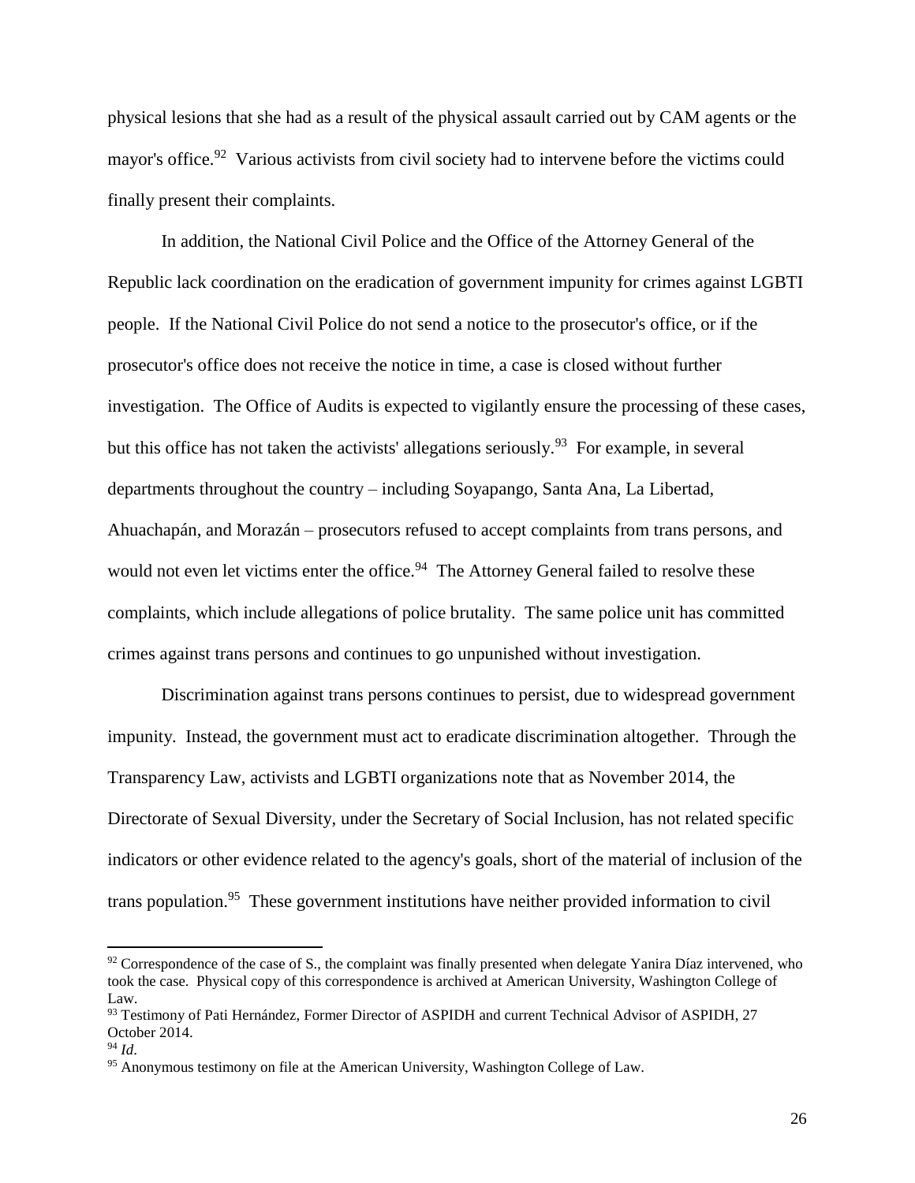physical lesions that she had as a result of the physical assault carried out by CAM agents or the mayor's office.[92] Various activists from civil society had to intervene before the victims could finally present their complaints.

In addition, the National Civil Police and the Office of the Attorney General of the Republic lack coordination on the eradication of government impunity for crimes against LGBTI people. If the National Civil Police do not send a notice to the prosecutor's office, or if the prosecutor's office does not receive the notice in time, a case is closed without further investigation. The Office of Audits is expected to vigilantly ensure the processing of these cases, but this office has not taken the activists' allegations seriously.[93] For example, in several departments throughout the country – including Soyapango, Santa Ana, La Libertad, Ahuachapán, and Morazán – prosecutors refused to accept complaints from trans persons, and would not even let victims enter the office.[94] The Attorney General failed to resolve these complaints, which include allegations of police brutality. The same police unit has committed crimes against trans persons and continues to go unpunished without investigation.

Discrimination against trans persons continues to persist, due to widespread government impunity. Instead, the government must act to eradicate discrimination altogether. Through the Transparency Law, activists and LGBTI organizations note that as November 2014, the Directorate of Sexual Diversity, under the Secretary of Social Inclusion, has not related specific indicators or other evidence related to the agency's goals, short of the material of inclusion of the trans population.[95] These government institutions have neither provided information to civil

---

[92] Correspondence of the case of S., the complaint was finally presented when delegate Yanira Díaz intervened, who took the case. Physical copy of this correspondence is archived at American University, Washington College of Law.

[93] Testimony of Pati Hernández, Former Director of ASPIDH and current Technical Advisor of ASPIDH, 27 October 2014.

[94] *Id*.

[95] Anonymous testimony on file at the American University, Washington College of Law.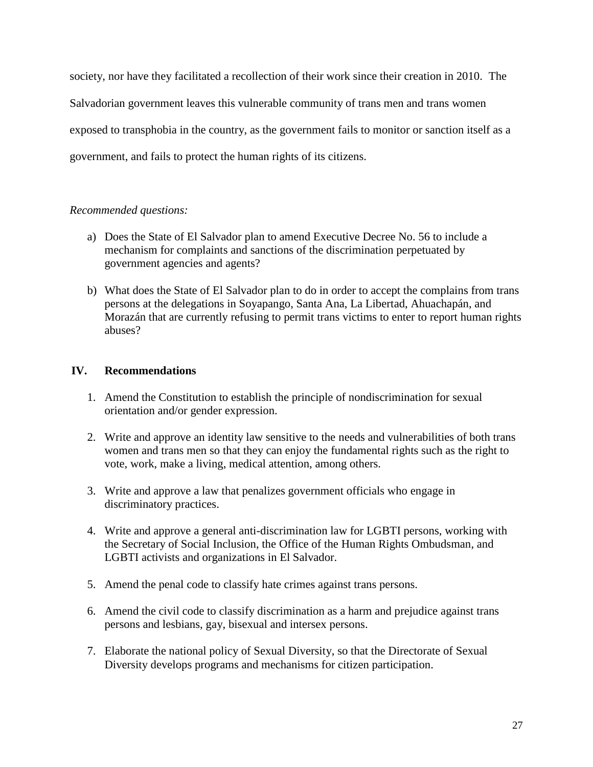society, nor have they facilitated a recollection of their work since their creation in 2010. The Salvadorian government leaves this vulnerable community of trans men and trans women exposed to transphobia in the country, as the government fails to monitor or sanction itself as a government, and fails to protect the human rights of its citizens.

*Recommended questions:*

a) Does the State of El Salvador plan to amend Executive Decree No. 56 to include a mechanism for complaints and sanctions of the discrimination perpetuated by government agencies and agents?

b) What does the State of El Salvador plan to do in order to accept the complains from trans persons at the delegations in Soyapango, Santa Ana, La Libertad, Ahuachapán, and Morazán that are currently refusing to permit trans victims to enter to report human rights abuses?

## IV. Recommendations

1. Amend the Constitution to establish the principle of nondiscrimination for sexual orientation and/or gender expression.

2. Write and approve an identity law sensitive to the needs and vulnerabilities of both trans women and trans men so that they can enjoy the fundamental rights such as the right to vote, work, make a living, medical attention, among others.

3. Write and approve a law that penalizes government officials who engage in discriminatory practices.

4. Write and approve a general anti-discrimination law for LGBTI persons, working with the Secretary of Social Inclusion, the Office of the Human Rights Ombudsman, and LGBTI activists and organizations in El Salvador.

5. Amend the penal code to classify hate crimes against trans persons.

6. Amend the civil code to classify discrimination as a harm and prejudice against trans persons and lesbians, gay, bisexual and intersex persons.

7. Elaborate the national policy of Sexual Diversity, so that the Directorate of Sexual Diversity develops programs and mechanisms for citizen participation.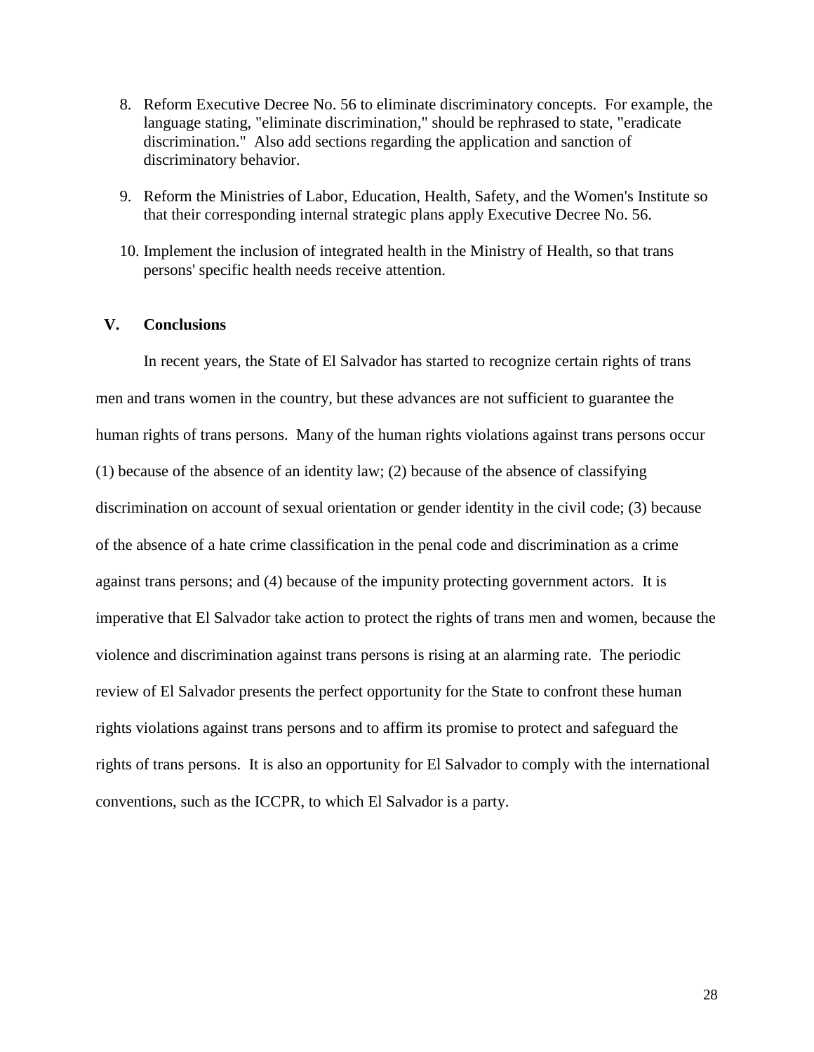8. Reform Executive Decree No. 56 to eliminate discriminatory concepts. For example, the language stating, "eliminate discrimination," should be rephrased to state, "eradicate discrimination." Also add sections regarding the application and sanction of discriminatory behavior.

9. Reform the Ministries of Labor, Education, Health, Safety, and the Women's Institute so that their corresponding internal strategic plans apply Executive Decree No. 56.

10. Implement the inclusion of integrated health in the Ministry of Health, so that trans persons' specific health needs receive attention.

## V. Conclusions

In recent years, the State of El Salvador has started to recognize certain rights of trans men and trans women in the country, but these advances are not sufficient to guarantee the human rights of trans persons. Many of the human rights violations against trans persons occur (1) because of the absence of an identity law; (2) because of the absence of classifying discrimination on account of sexual orientation or gender identity in the civil code; (3) because of the absence of a hate crime classification in the penal code and discrimination as a crime against trans persons; and (4) because of the impunity protecting government actors. It is imperative that El Salvador take action to protect the rights of trans men and women, because the violence and discrimination against trans persons is rising at an alarming rate. The periodic review of El Salvador presents the perfect opportunity for the State to confront these human rights violations against trans persons and to affirm its promise to protect and safeguard the rights of trans persons. It is also an opportunity for El Salvador to comply with the international conventions, such as the ICCPR, to which El Salvador is a party.